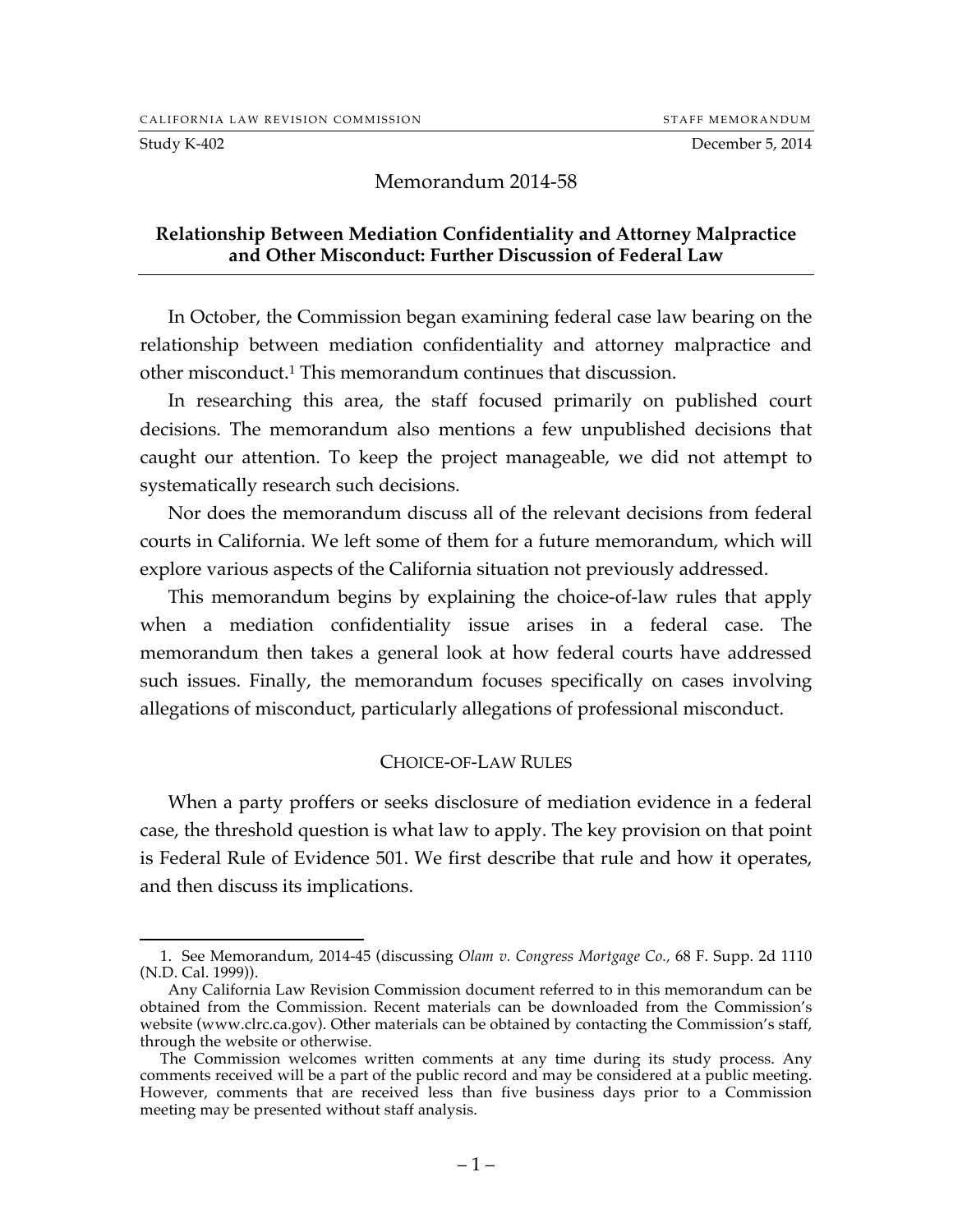CALIFORNIA LAW REVISION COMMISSION STAFF MEMORANDUM

Study K-402 December 5, 2014

# Memorandum 2014-58

## Relationship Between Mediation Confidentiality and Attorney Malpractice and Other Misconduct: Further Discussion of Federal Law

In October, the Commission began examining federal case law bearing on the relationship between mediation confidentiality and attorney malpractice and other misconduct.[1] This memorandum continues that discussion.

In researching this area, the staff focused primarily on published court decisions. The memorandum also mentions a few unpublished decisions that caught our attention. To keep the project manageable, we did not attempt to systematically research such decisions.

Nor does the memorandum discuss all of the relevant decisions from federal courts in California. We left some of them for a future memorandum, which will explore various aspects of the California situation not previously addressed.

This memorandum begins by explaining the choice-of-law rules that apply when a mediation confidentiality issue arises in a federal case. The memorandum then takes a general look at how federal courts have addressed such issues. Finally, the memorandum focuses specifically on cases involving allegations of misconduct, particularly allegations of professional misconduct.

### CHOICE-OF-LAW RULES

When a party proffers or seeks disclosure of mediation evidence in a federal case, the threshold question is what law to apply. The key provision on that point is Federal Rule of Evidence 501. We first describe that rule and how it operates, and then discuss its implications.

---

1. See Memorandum, 2014-45 (discussing *Olam v. Congress Mortgage Co.,* 68 F. Supp. 2d 1110 (N.D. Cal. 1999)).

Any California Law Revision Commission document referred to in this memorandum can be obtained from the Commission. Recent materials can be downloaded from the Commission's website (www.clrc.ca.gov). Other materials can be obtained by contacting the Commission's staff, through the website or otherwise.

The Commission welcomes written comments at any time during its study process. Any comments received will be a part of the public record and may be considered at a public meeting. However, comments that are received less than five business days prior to a Commission meeting may be presented without staff analysis.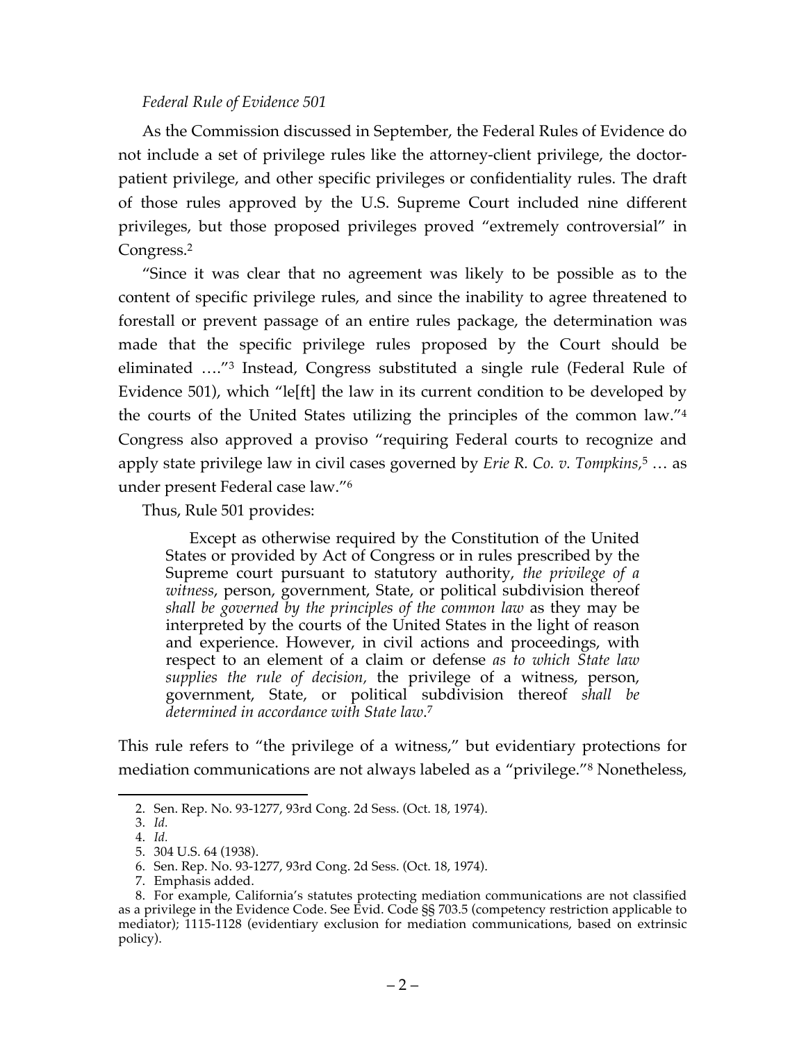*Federal Rule of Evidence 501*

As the Commission discussed in September, the Federal Rules of Evidence do not include a set of privilege rules like the attorney-client privilege, the doctor-patient privilege, and other specific privileges or confidentiality rules. The draft of those rules approved by the U.S. Supreme Court included nine different privileges, but those proposed privileges proved "extremely controversial" in Congress.[2]

"Since it was clear that no agreement was likely to be possible as to the content of specific privilege rules, and since the inability to agree threatened to forestall or prevent passage of an entire rules package, the determination was made that the specific privilege rules proposed by the Court should be eliminated …."[3] Instead, Congress substituted a single rule (Federal Rule of Evidence 501), which "le[ft] the law in its current condition to be developed by the courts of the United States utilizing the principles of the common law."[4] Congress also approved a proviso "requiring Federal courts to recognize and apply state privilege law in civil cases governed by *Erie R. Co. v. Tompkins*,[5] … as under present Federal case law."[6]

Thus, Rule 501 provides:

> Except as otherwise required by the Constitution of the United States or provided by Act of Congress or in rules prescribed by the Supreme court pursuant to statutory authority, *the privilege of a witness*, person, government, State, or political subdivision thereof *shall be governed by the principles of the common law* as they may be interpreted by the courts of the United States in the light of reason and experience. However, in civil actions and proceedings, with respect to an element of a claim or defense *as to which State law supplies the rule of decision*, the privilege of a witness, person, government, State, or political subdivision thereof *shall be determined in accordance with State law*.[7]

This rule refers to "the privilege of a witness," but evidentiary protections for mediation communications are not always labeled as a "privilege."[8] Nonetheless,

---

2. Sen. Rep. No. 93-1277, 93rd Cong. 2d Sess. (Oct. 18, 1974).
3. *Id.*
4. *Id.*
5. 304 U.S. 64 (1938).
6. Sen. Rep. No. 93-1277, 93rd Cong. 2d Sess. (Oct. 18, 1974).
7. Emphasis added.
8. For example, California's statutes protecting mediation communications are not classified as a privilege in the Evidence Code. See Evid. Code §§ 703.5 (competency restriction applicable to mediator); 1115-1128 (evidentiary exclusion for mediation communications, based on extrinsic policy).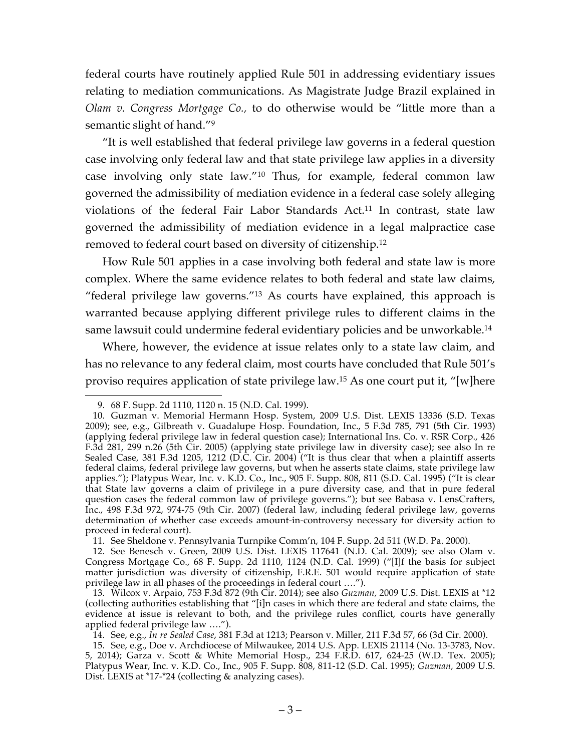federal courts have routinely applied Rule 501 in addressing evidentiary issues relating to mediation communications. As Magistrate Judge Brazil explained in *Olam v. Congress Mortgage Co.,* to do otherwise would be "little more than a semantic slight of hand."[9]

"It is well established that federal privilege law governs in a federal question case involving only federal law and that state privilege law applies in a diversity case involving only state law."[10] Thus, for example, federal common law governed the admissibility of mediation evidence in a federal case solely alleging violations of the federal Fair Labor Standards Act.[11] In contrast, state law governed the admissibility of mediation evidence in a legal malpractice case removed to federal court based on diversity of citizenship.[12]

How Rule 501 applies in a case involving both federal and state law is more complex. Where the same evidence relates to both federal and state law claims, "federal privilege law governs."[13] As courts have explained, this approach is warranted because applying different privilege rules to different claims in the same lawsuit could undermine federal evidentiary policies and be unworkable.[14]

Where, however, the evidence at issue relates only to a state law claim, and has no relevance to any federal claim, most courts have concluded that Rule 501's proviso requires application of state privilege law.[15] As one court put it, "[w]here

---

9. 68 F. Supp. 2d 1110, 1120 n. 15 (N.D. Cal. 1999).

10. Guzman v. Memorial Hermann Hosp. System, 2009 U.S. Dist. LEXIS 13336 (S.D. Texas 2009); see, e.g., Gilbreath v. Guadalupe Hosp. Foundation, Inc., 5 F.3d 785, 791 (5th Cir. 1993) (applying federal privilege law in federal question case); International Ins. Co. v. RSR Corp., 426 F.3d 281, 299 n.26 (5th Cir. 2005) (applying state privilege law in diversity case); see also In re Sealed Case, 381 F.3d 1205, 1212 (D.C. Cir. 2004) ("It is thus clear that when a plaintiff asserts federal claims, federal privilege law governs, but when he asserts state claims, state privilege law applies."); Platypus Wear, Inc. v. K.D. Co., Inc., 905 F. Supp. 808, 811 (S.D. Cal. 1995) ("It is clear that State law governs a claim of privilege in a pure diversity case, and that in pure federal question cases the federal common law of privilege governs."); but see Babasa v. LensCrafters, Inc., 498 F.3d 972, 974-75 (9th Cir. 2007) (federal law, including federal privilege law, governs determination of whether case exceeds amount-in-controversy necessary for diversity action to proceed in federal court).

11. See Sheldone v. Pennsylvania Turnpike Comm'n, 104 F. Supp. 2d 511 (W.D. Pa. 2000).

12. See Benesch v. Green, 2009 U.S. Dist. LEXIS 117641 (N.D. Cal. 2009); see also Olam v. Congress Mortgage Co., 68 F. Supp. 2d 1110, 1124 (N.D. Cal. 1999) ("[I]f the basis for subject matter jurisdiction was diversity of citizenship, F.R.E. 501 would require application of state privilege law in all phases of the proceedings in federal court ….").

13. Wilcox v. Arpaio, 753 F.3d 872 (9th Cir. 2014); see also *Guzman,* 2009 U.S. Dist. LEXIS at *12 (collecting authorities establishing that "[i]n cases in which there are federal and state claims, the evidence at issue is relevant to both, and the privilege rules conflict, courts have generally applied federal privilege law ….").

14. See, e.g., *In re Sealed Case*, 381 F.3d at 1213; Pearson v. Miller, 211 F.3d 57, 66 (3d Cir. 2000).

15. See, e.g., Doe v. Archdiocese of Milwaukee, 2014 U.S. App. LEXIS 21114 (No. 13-3783, Nov. 5, 2014); Garza v. Scott & White Memorial Hosp., 234 F.R.D. 617, 624-25 (W.D. Tex. 2005); Platypus Wear, Inc. v. K.D. Co., Inc., 905 F. Supp. 808, 811-12 (S.D. Cal. 1995); *Guzman,* 2009 U.S. Dist. LEXIS at *17-*24 (collecting & analyzing cases).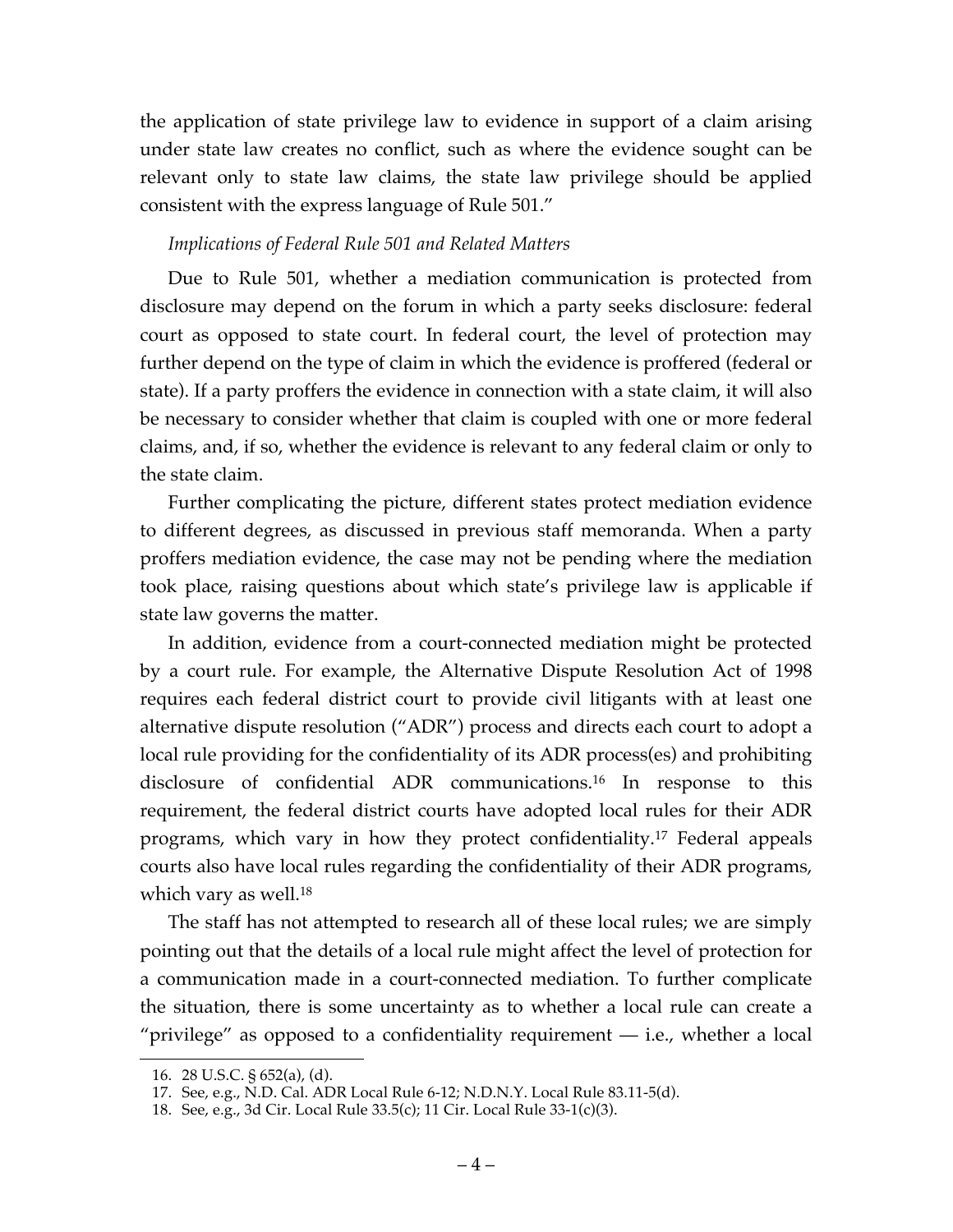the application of state privilege law to evidence in support of a claim arising under state law creates no conflict, such as where the evidence sought can be relevant only to state law claims, the state law privilege should be applied consistent with the express language of Rule 501."

*Implications of Federal Rule 501 and Related Matters*

Due to Rule 501, whether a mediation communication is protected from disclosure may depend on the forum in which a party seeks disclosure: federal court as opposed to state court. In federal court, the level of protection may further depend on the type of claim in which the evidence is proffered (federal or state). If a party proffers the evidence in connection with a state claim, it will also be necessary to consider whether that claim is coupled with one or more federal claims, and, if so, whether the evidence is relevant to any federal claim or only to the state claim.

Further complicating the picture, different states protect mediation evidence to different degrees, as discussed in previous staff memoranda. When a party proffers mediation evidence, the case may not be pending where the mediation took place, raising questions about which state's privilege law is applicable if state law governs the matter.

In addition, evidence from a court-connected mediation might be protected by a court rule. For example, the Alternative Dispute Resolution Act of 1998 requires each federal district court to provide civil litigants with at least one alternative dispute resolution ("ADR") process and directs each court to adopt a local rule providing for the confidentiality of its ADR process(es) and prohibiting disclosure of confidential ADR communications.[16] In response to this requirement, the federal district courts have adopted local rules for their ADR programs, which vary in how they protect confidentiality.[17] Federal appeals courts also have local rules regarding the confidentiality of their ADR programs, which vary as well.[18]

The staff has not attempted to research all of these local rules; we are simply pointing out that the details of a local rule might affect the level of protection for a communication made in a court-connected mediation. To further complicate the situation, there is some uncertainty as to whether a local rule can create a "privilege" as opposed to a confidentiality requirement — i.e., whether a local

---

16. 28 U.S.C. § 652(a), (d).
17. See, e.g., N.D. Cal. ADR Local Rule 6-12; N.D.N.Y. Local Rule 83.11-5(d).
18. See, e.g., 3d Cir. Local Rule 33.5(c); 11 Cir. Local Rule 33-1(c)(3).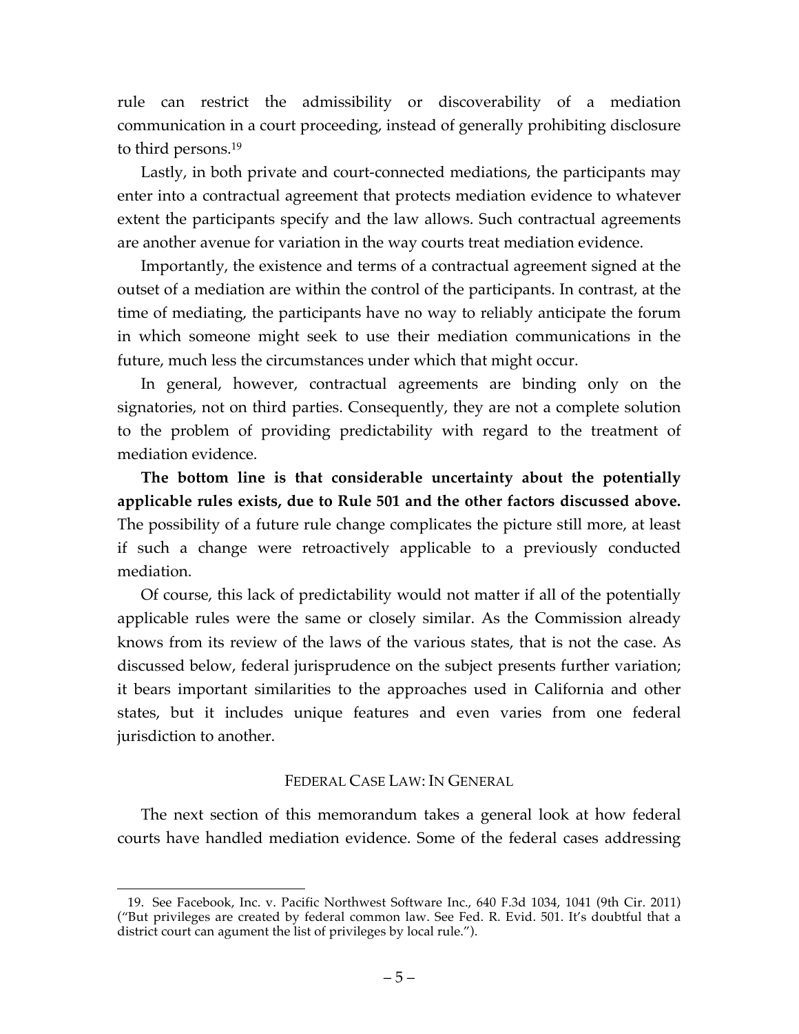rule can restrict the admissibility or discoverability of a mediation communication in a court proceeding, instead of generally prohibiting disclosure to third persons.[19]

Lastly, in both private and court-connected mediations, the participants may enter into a contractual agreement that protects mediation evidence to whatever extent the participants specify and the law allows. Such contractual agreements are another avenue for variation in the way courts treat mediation evidence.

Importantly, the existence and terms of a contractual agreement signed at the outset of a mediation are within the control of the participants. In contrast, at the time of mediating, the participants have no way to reliably anticipate the forum in which someone might seek to use their mediation communications in the future, much less the circumstances under which that might occur.

In general, however, contractual agreements are binding only on the signatories, not on third parties. Consequently, they are not a complete solution to the problem of providing predictability with regard to the treatment of mediation evidence.

**The bottom line is that considerable uncertainty about the potentially applicable rules exists, due to Rule 501 and the other factors discussed above.** The possibility of a future rule change complicates the picture still more, at least if such a change were retroactively applicable to a previously conducted mediation.

Of course, this lack of predictability would not matter if all of the potentially applicable rules were the same or closely similar. As the Commission already knows from its review of the laws of the various states, that is not the case. As discussed below, federal jurisprudence on the subject presents further variation; it bears important similarities to the approaches used in California and other states, but it includes unique features and even varies from one federal jurisdiction to another.

## FEDERAL CASE LAW: IN GENERAL

The next section of this memorandum takes a general look at how federal courts have handled mediation evidence. Some of the federal cases addressing

---

19. See Facebook, Inc. v. Pacific Northwest Software Inc., 640 F.3d 1034, 1041 (9th Cir. 2011) ("But privileges are created by federal common law. See Fed. R. Evid. 501. It's doubtful that a district court can agument the list of privileges by local rule.").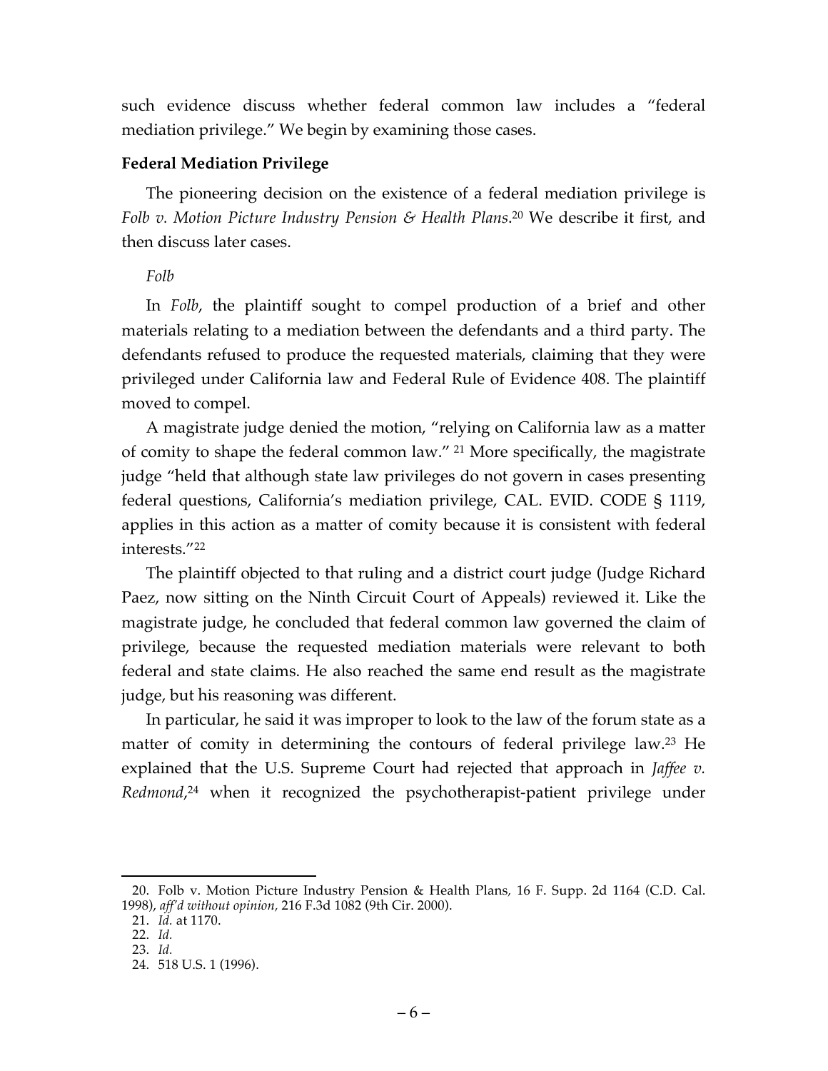such evidence discuss whether federal common law includes a "federal mediation privilege." We begin by examining those cases.

**Federal Mediation Privilege**

The pioneering decision on the existence of a federal mediation privilege is *Folb v. Motion Picture Industry Pension & Health Plans*.[20] We describe it first, and then discuss later cases.

*Folb*

In *Folb*, the plaintiff sought to compel production of a brief and other materials relating to a mediation between the defendants and a third party. The defendants refused to produce the requested materials, claiming that they were privileged under California law and Federal Rule of Evidence 408. The plaintiff moved to compel.

A magistrate judge denied the motion, "relying on California law as a matter of comity to shape the federal common law." [21] More specifically, the magistrate judge "held that although state law privileges do not govern in cases presenting federal questions, California's mediation privilege, CAL. EVID. CODE § 1119, applies in this action as a matter of comity because it is consistent with federal interests."[22]

The plaintiff objected to that ruling and a district court judge (Judge Richard Paez, now sitting on the Ninth Circuit Court of Appeals) reviewed it. Like the magistrate judge, he concluded that federal common law governed the claim of privilege, because the requested mediation materials were relevant to both federal and state claims. He also reached the same end result as the magistrate judge, but his reasoning was different.

In particular, he said it was improper to look to the law of the forum state as a matter of comity in determining the contours of federal privilege law.[23] He explained that the U.S. Supreme Court had rejected that approach in *Jaffee v. Redmond*,[24] when it recognized the psychotherapist-patient privilege under

---

20. Folb v. Motion Picture Industry Pension & Health Plans, 16 F. Supp. 2d 1164 (C.D. Cal. 1998), *aff'd without opinion*, 216 F.3d 1082 (9th Cir. 2000).

21. *Id.* at 1170.

22. *Id.*

23. *Id.*

24. 518 U.S. 1 (1996).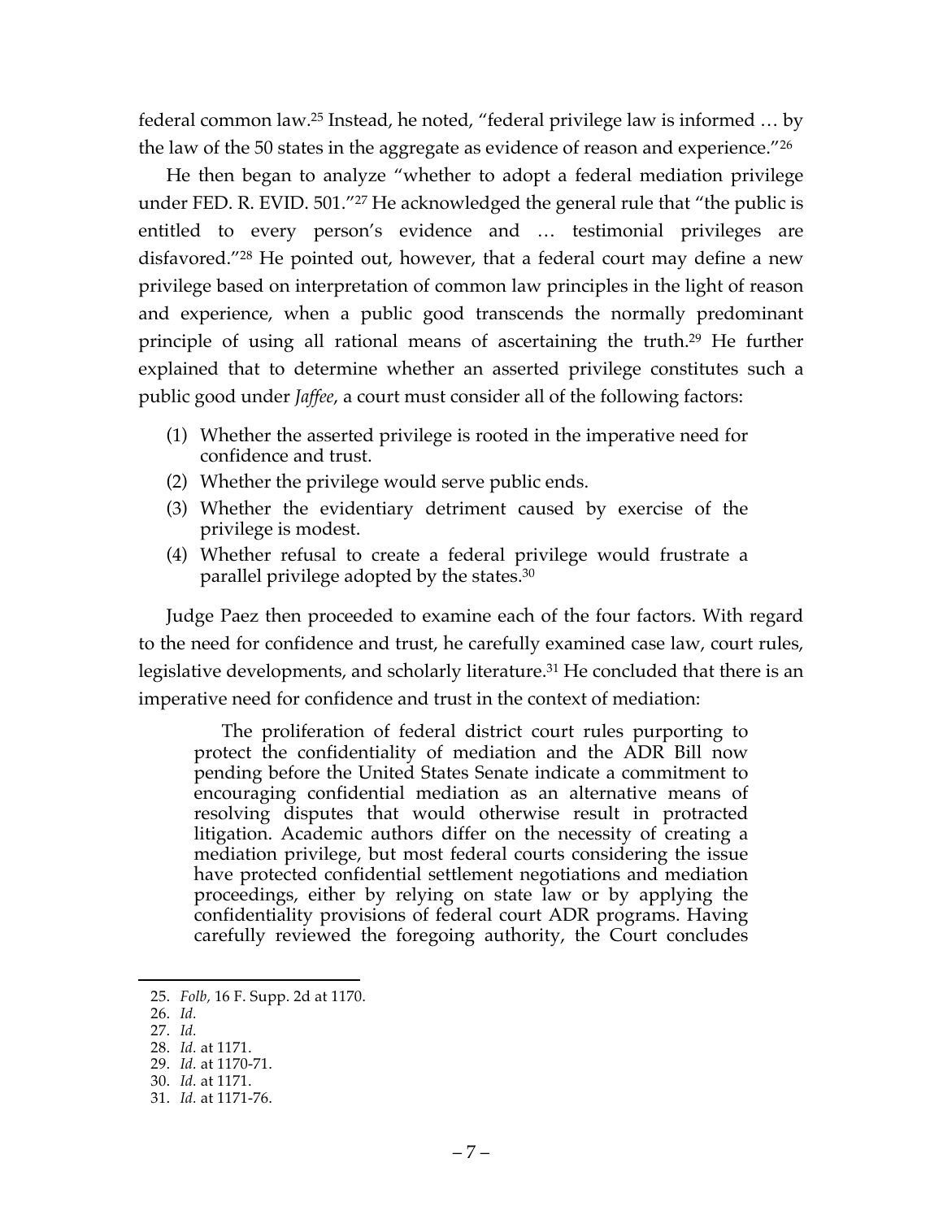federal common law.[25] Instead, he noted, "federal privilege law is informed … by the law of the 50 states in the aggregate as evidence of reason and experience."[26]

He then began to analyze "whether to adopt a federal mediation privilege under FED. R. EVID. 501."[27] He acknowledged the general rule that "the public is entitled to every person's evidence and … testimonial privileges are disfavored."[28] He pointed out, however, that a federal court may define a new privilege based on interpretation of common law principles in the light of reason and experience, when a public good transcends the normally predominant principle of using all rational means of ascertaining the truth.[29] He further explained that to determine whether an asserted privilege constitutes such a public good under *Jaffee*, a court must consider all of the following factors:

(1) Whether the asserted privilege is rooted in the imperative need for confidence and trust.
(2) Whether the privilege would serve public ends.
(3) Whether the evidentiary detriment caused by exercise of the privilege is modest.
(4) Whether refusal to create a federal privilege would frustrate a parallel privilege adopted by the states.[30]

Judge Paez then proceeded to examine each of the four factors. With regard to the need for confidence and trust, he carefully examined case law, court rules, legislative developments, and scholarly literature.[31] He concluded that there is an imperative need for confidence and trust in the context of mediation:

> The proliferation of federal district court rules purporting to protect the confidentiality of mediation and the ADR Bill now pending before the United States Senate indicate a commitment to encouraging confidential mediation as an alternative means of resolving disputes that would otherwise result in protracted litigation. Academic authors differ on the necessity of creating a mediation privilege, but most federal courts considering the issue have protected confidential settlement negotiations and mediation proceedings, either by relying on state law or by applying the confidentiality provisions of federal court ADR programs. Having carefully reviewed the foregoing authority, the Court concludes

---

25. *Folb,* 16 F. Supp. 2d at 1170.
26. *Id.*
27. *Id.*
28. *Id.* at 1171.
29. *Id.* at 1170-71.
30. *Id.* at 1171.
31. *Id.* at 1171-76.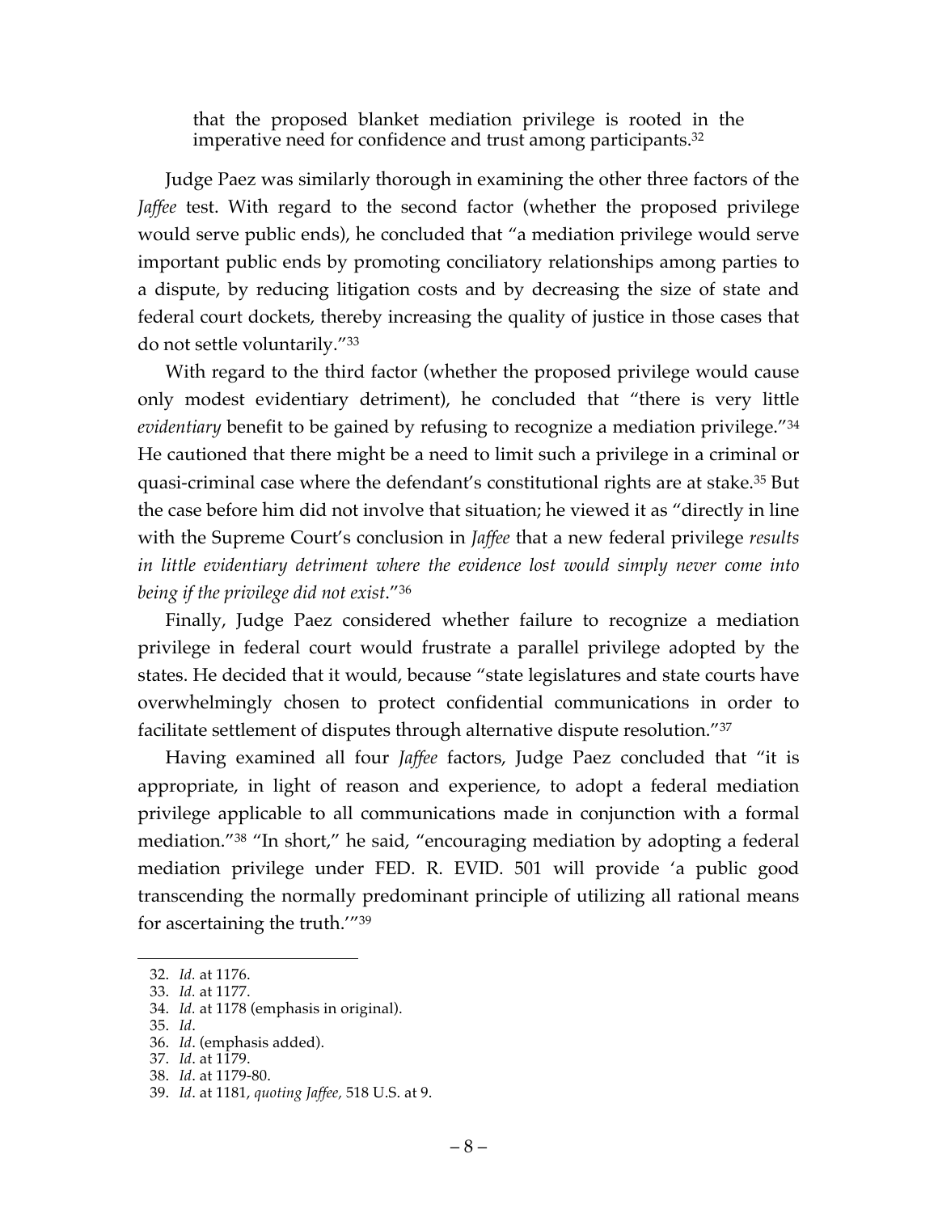> that the proposed blanket mediation privilege is rooted in the imperative need for confidence and trust among participants.[32]

Judge Paez was similarly thorough in examining the other three factors of the *Jaffee* test. With regard to the second factor (whether the proposed privilege would serve public ends), he concluded that "a mediation privilege would serve important public ends by promoting conciliatory relationships among parties to a dispute, by reducing litigation costs and by decreasing the size of state and federal court dockets, thereby increasing the quality of justice in those cases that do not settle voluntarily."[33]

With regard to the third factor (whether the proposed privilege would cause only modest evidentiary detriment), he concluded that "there is very little *evidentiary* benefit to be gained by refusing to recognize a mediation privilege."[34] He cautioned that there might be a need to limit such a privilege in a criminal or quasi-criminal case where the defendant's constitutional rights are at stake.[35] But the case before him did not involve that situation; he viewed it as "directly in line with the Supreme Court's conclusion in *Jaffee* that a new federal privilege *results in little evidentiary detriment where the evidence lost would simply never come into being if the privilege did not exist*."[36]

Finally, Judge Paez considered whether failure to recognize a mediation privilege in federal court would frustrate a parallel privilege adopted by the states. He decided that it would, because "state legislatures and state courts have overwhelmingly chosen to protect confidential communications in order to facilitate settlement of disputes through alternative dispute resolution."[37]

Having examined all four *Jaffee* factors, Judge Paez concluded that "it is appropriate, in light of reason and experience, to adopt a federal mediation privilege applicable to all communications made in conjunction with a formal mediation."[38] "In short," he said, "encouraging mediation by adopting a federal mediation privilege under FED. R. EVID. 501 will provide 'a public good transcending the normally predominant principle of utilizing all rational means for ascertaining the truth.'"[39]

---

32. *Id.* at 1176.
33. *Id.* at 1177.
34. *Id.* at 1178 (emphasis in original).
35. *Id*.
36. *Id*. (emphasis added).
37. *Id*. at 1179.
38. *Id*. at 1179-80.
39. *Id*. at 1181, *quoting Jaffee,* 518 U.S. at 9.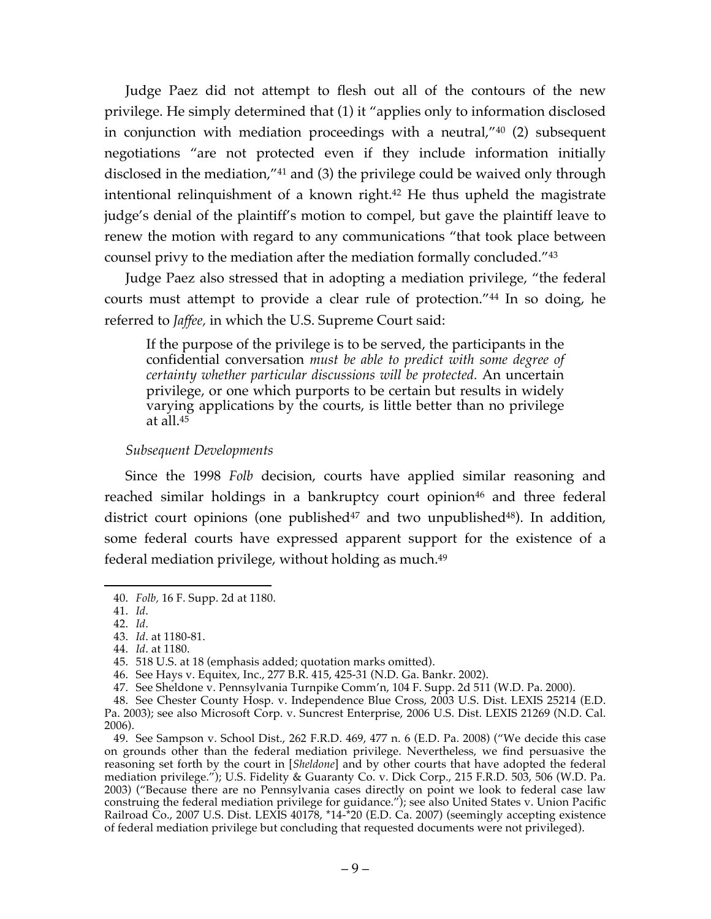Judge Paez did not attempt to flesh out all of the contours of the new privilege. He simply determined that (1) it "applies only to information disclosed in conjunction with mediation proceedings with a neutral,"[40] (2) subsequent negotiations "are not protected even if they include information initially disclosed in the mediation,"[41] and (3) the privilege could be waived only through intentional relinquishment of a known right.[42] He thus upheld the magistrate judge's denial of the plaintiff's motion to compel, but gave the plaintiff leave to renew the motion with regard to any communications "that took place between counsel privy to the mediation after the mediation formally concluded."[43]

Judge Paez also stressed that in adopting a mediation privilege, "the federal courts must attempt to provide a clear rule of protection."[44] In so doing, he referred to *Jaffee*, in which the U.S. Supreme Court said:

> If the purpose of the privilege is to be served, the participants in the confidential conversation *must be able to predict with some degree of certainty whether particular discussions will be protected*. An uncertain privilege, or one which purports to be certain but results in widely varying applications by the courts, is little better than no privilege at all.[45]

*Subsequent Developments*

Since the 1998 *Folb* decision, courts have applied similar reasoning and reached similar holdings in a bankruptcy court opinion[46] and three federal district court opinions (one published[47] and two unpublished[48]). In addition, some federal courts have expressed apparent support for the existence of a federal mediation privilege, without holding as much.[49]

---

40. *Folb*, 16 F. Supp. 2d at 1180.

41. *Id*.

42. *Id*.

43. *Id*. at 1180-81.

44. *Id*. at 1180.

45. 518 U.S. at 18 (emphasis added; quotation marks omitted).

46. See Hays v. Equitex, Inc., 277 B.R. 415, 425-31 (N.D. Ga. Bankr. 2002).

47. See Sheldone v. Pennsylvania Turnpike Comm'n, 104 F. Supp. 2d 511 (W.D. Pa. 2000).

48. See Chester County Hosp. v. Independence Blue Cross, 2003 U.S. Dist. LEXIS 25214 (E.D. Pa. 2003); see also Microsoft Corp. v. Suncrest Enterprise, 2006 U.S. Dist. LEXIS 21269 (N.D. Cal. 2006).

49. See Sampson v. School Dist., 262 F.R.D. 469, 477 n. 6 (E.D. Pa. 2008) ("We decide this case on grounds other than the federal mediation privilege. Nevertheless, we find persuasive the reasoning set forth by the court in [*Sheldone*] and by other courts that have adopted the federal mediation privilege."); U.S. Fidelity & Guaranty Co. v. Dick Corp., 215 F.R.D. 503, 506 (W.D. Pa. 2003) ("Because there are no Pennsylvania cases directly on point we look to federal case law construing the federal mediation privilege for guidance."); see also United States v. Union Pacific Railroad Co., 2007 U.S. Dist. LEXIS 40178, *14-*20 (E.D. Ca. 2007) (seemingly accepting existence of federal mediation privilege but concluding that requested documents were not privileged).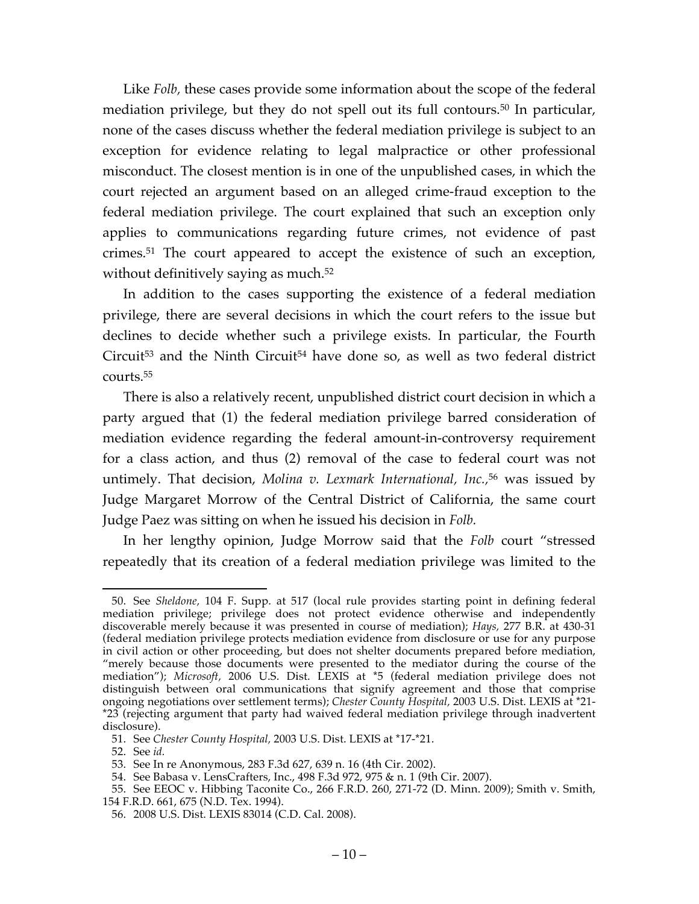Like *Folb*, these cases provide some information about the scope of the federal mediation privilege, but they do not spell out its full contours.[50] In particular, none of the cases discuss whether the federal mediation privilege is subject to an exception for evidence relating to legal malpractice or other professional misconduct. The closest mention is in one of the unpublished cases, in which the court rejected an argument based on an alleged crime-fraud exception to the federal mediation privilege. The court explained that such an exception only applies to communications regarding future crimes, not evidence of past crimes.[51] The court appeared to accept the existence of such an exception, without definitively saying as much.[52]

In addition to the cases supporting the existence of a federal mediation privilege, there are several decisions in which the court refers to the issue but declines to decide whether such a privilege exists. In particular, the Fourth Circuit[53] and the Ninth Circuit[54] have done so, as well as two federal district courts.[55]

There is also a relatively recent, unpublished district court decision in which a party argued that (1) the federal mediation privilege barred consideration of mediation evidence regarding the federal amount-in-controversy requirement for a class action, and thus (2) removal of the case to federal court was not untimely. That decision, *Molina v. Lexmark International, Inc.*,[56] was issued by Judge Margaret Morrow of the Central District of California, the same court Judge Paez was sitting on when he issued his decision in *Folb.*

In her lengthy opinion, Judge Morrow said that the *Folb* court "stressed repeatedly that its creation of a federal mediation privilege was limited to the

---

50. See *Sheldone,* 104 F. Supp. at 517 (local rule provides starting point in defining federal mediation privilege; privilege does not protect evidence otherwise and independently discoverable merely because it was presented in course of mediation); *Hays,* 277 B.R. at 430-31 (federal mediation privilege protects mediation evidence from disclosure or use for any purpose in civil action or other proceeding, but does not shelter documents prepared before mediation, "merely because those documents were presented to the mediator during the course of the mediation"); *Microsoft,* 2006 U.S. Dist. LEXIS at \*5 (federal mediation privilege does not distinguish between oral communications that signify agreement and those that comprise ongoing negotiations over settlement terms); *Chester County Hospital,* 2003 U.S. Dist. LEXIS at \*21-\*23 (rejecting argument that party had waived federal mediation privilege through inadvertent disclosure).

51. See *Chester County Hospital,* 2003 U.S. Dist. LEXIS at \*17-\*21.

52. See *id.*

53. See In re Anonymous, 283 F.3d 627, 639 n. 16 (4th Cir. 2002).

54. See Babasa v. LensCrafters, Inc., 498 F.3d 972, 975 & n. 1 (9th Cir. 2007).

55. See EEOC v. Hibbing Taconite Co., 266 F.R.D. 260, 271-72 (D. Minn. 2009); Smith v. Smith, 154 F.R.D. 661, 675 (N.D. Tex. 1994).

56. 2008 U.S. Dist. LEXIS 83014 (C.D. Cal. 2008).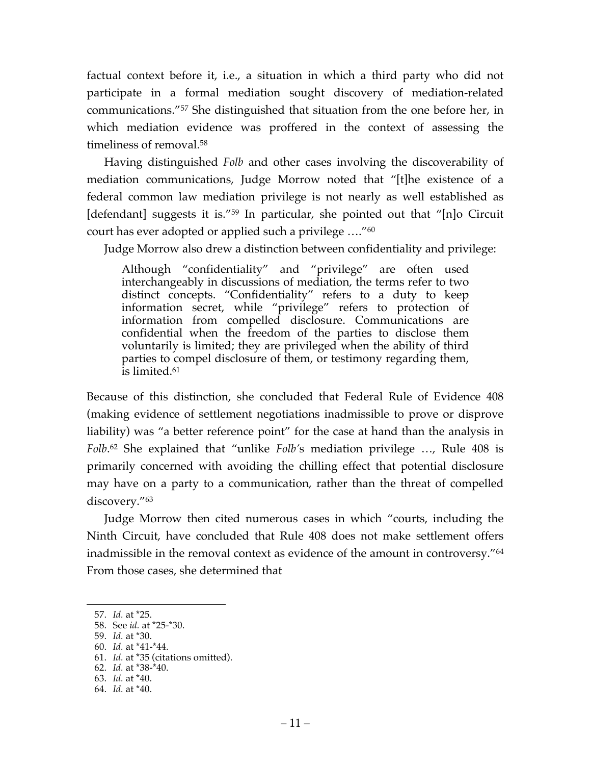factual context before it, i.e., a situation in which a third party who did not participate in a formal mediation sought discovery of mediation-related communications."[57] She distinguished that situation from the one before her, in which mediation evidence was proffered in the context of assessing the timeliness of removal.[58]

Having distinguished *Folb* and other cases involving the discoverability of mediation communications, Judge Morrow noted that "[t]he existence of a federal common law mediation privilege is not nearly as well established as [defendant] suggests it is."[59] In particular, she pointed out that "[n]o Circuit court has ever adopted or applied such a privilege …."[60]

Judge Morrow also drew a distinction between confidentiality and privilege:

> Although "confidentiality" and "privilege" are often used interchangeably in discussions of mediation, the terms refer to two distinct concepts. "Confidentiality" refers to a duty to keep information secret, while "privilege" refers to protection of information from compelled disclosure. Communications are confidential when the freedom of the parties to disclose them voluntarily is limited; they are privileged when the ability of third parties to compel disclosure of them, or testimony regarding them, is limited.[61]

Because of this distinction, she concluded that Federal Rule of Evidence 408 (making evidence of settlement negotiations inadmissible to prove or disprove liability) was "a better reference point" for the case at hand than the analysis in *Folb*.[62] She explained that "unlike *Folb*'s mediation privilege …, Rule 408 is primarily concerned with avoiding the chilling effect that potential disclosure may have on a party to a communication, rather than the threat of compelled discovery."[63]

Judge Morrow then cited numerous cases in which "courts, including the Ninth Circuit, have concluded that Rule 408 does not make settlement offers inadmissible in the removal context as evidence of the amount in controversy."[64] From those cases, she determined that

---

57. *Id.* at *25.
58. See *id.* at *25-*30.
59. *Id.* at *30.
60. *Id.* at *41-*44.
61. *Id.* at *35 (citations omitted).
62. *Id.* at *38-*40.
63. *Id.* at *40.
64. *Id.* at *40.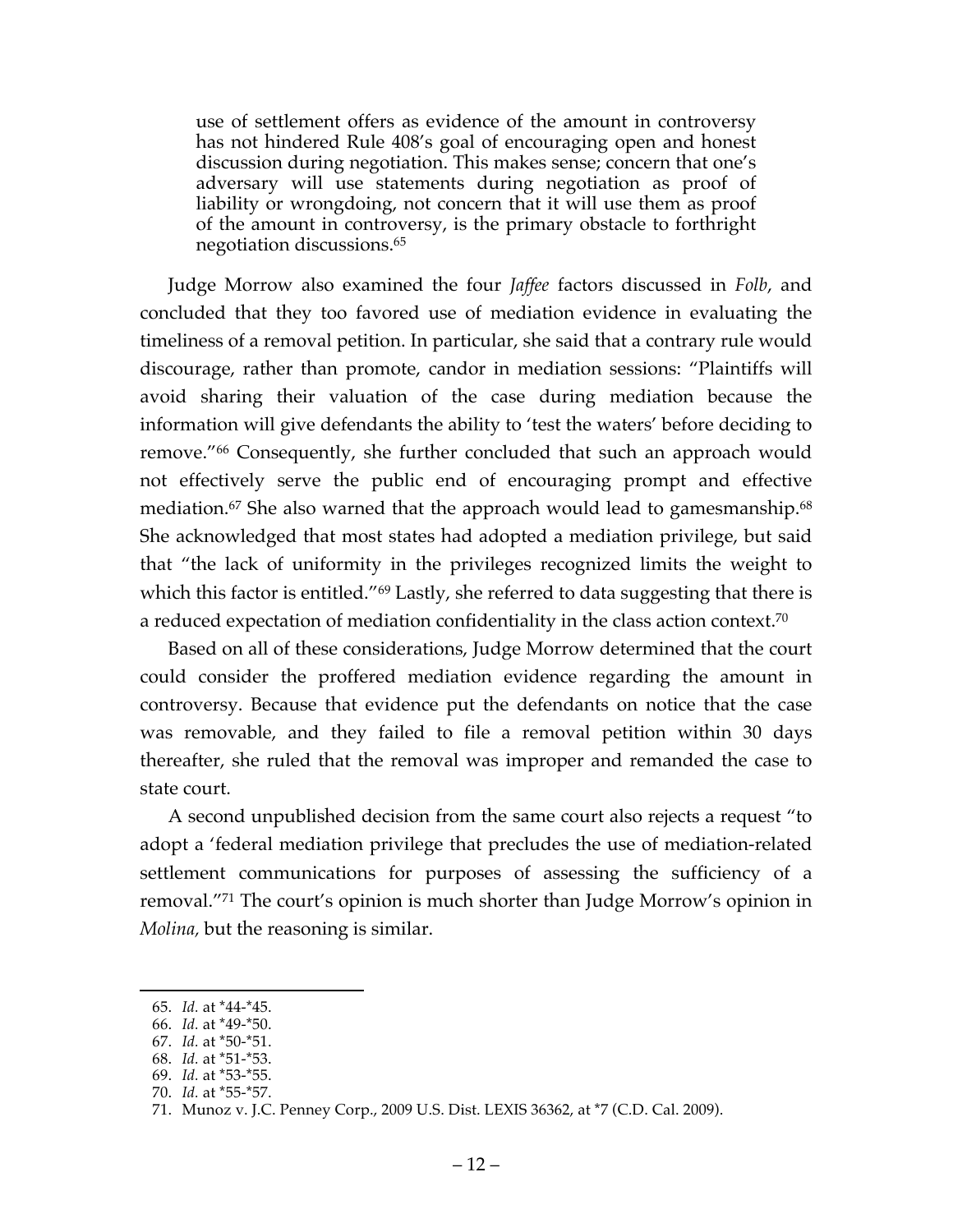> use of settlement offers as evidence of the amount in controversy has not hindered Rule 408's goal of encouraging open and honest discussion during negotiation. This makes sense; concern that one's adversary will use statements during negotiation as proof of liability or wrongdoing, not concern that it will use them as proof of the amount in controversy, is the primary obstacle to forthright negotiation discussions.[65]

Judge Morrow also examined the four *Jaffee* factors discussed in *Folb*, and concluded that they too favored use of mediation evidence in evaluating the timeliness of a removal petition. In particular, she said that a contrary rule would discourage, rather than promote, candor in mediation sessions: "Plaintiffs will avoid sharing their valuation of the case during mediation because the information will give defendants the ability to 'test the waters' before deciding to remove."[66] Consequently, she further concluded that such an approach would not effectively serve the public end of encouraging prompt and effective mediation.[67] She also warned that the approach would lead to gamesmanship.[68] She acknowledged that most states had adopted a mediation privilege, but said that "the lack of uniformity in the privileges recognized limits the weight to which this factor is entitled."[69] Lastly, she referred to data suggesting that there is a reduced expectation of mediation confidentiality in the class action context.[70]

Based on all of these considerations, Judge Morrow determined that the court could consider the proffered mediation evidence regarding the amount in controversy. Because that evidence put the defendants on notice that the case was removable, and they failed to file a removal petition within 30 days thereafter, she ruled that the removal was improper and remanded the case to state court.

A second unpublished decision from the same court also rejects a request "to adopt a 'federal mediation privilege that precludes the use of mediation-related settlement communications for purposes of assessing the sufficiency of a removal."[71] The court's opinion is much shorter than Judge Morrow's opinion in *Molina,* but the reasoning is similar.

---

65. *Id.* at \*44-\*45.
66. *Id.* at \*49-\*50.
67. *Id.* at \*50-\*51.
68. *Id.* at \*51-\*53.
69. *Id.* at \*53-\*55.
70. *Id.* at \*55-\*57.
71. Munoz v. J.C. Penney Corp., 2009 U.S. Dist. LEXIS 36362, at \*7 (C.D. Cal. 2009).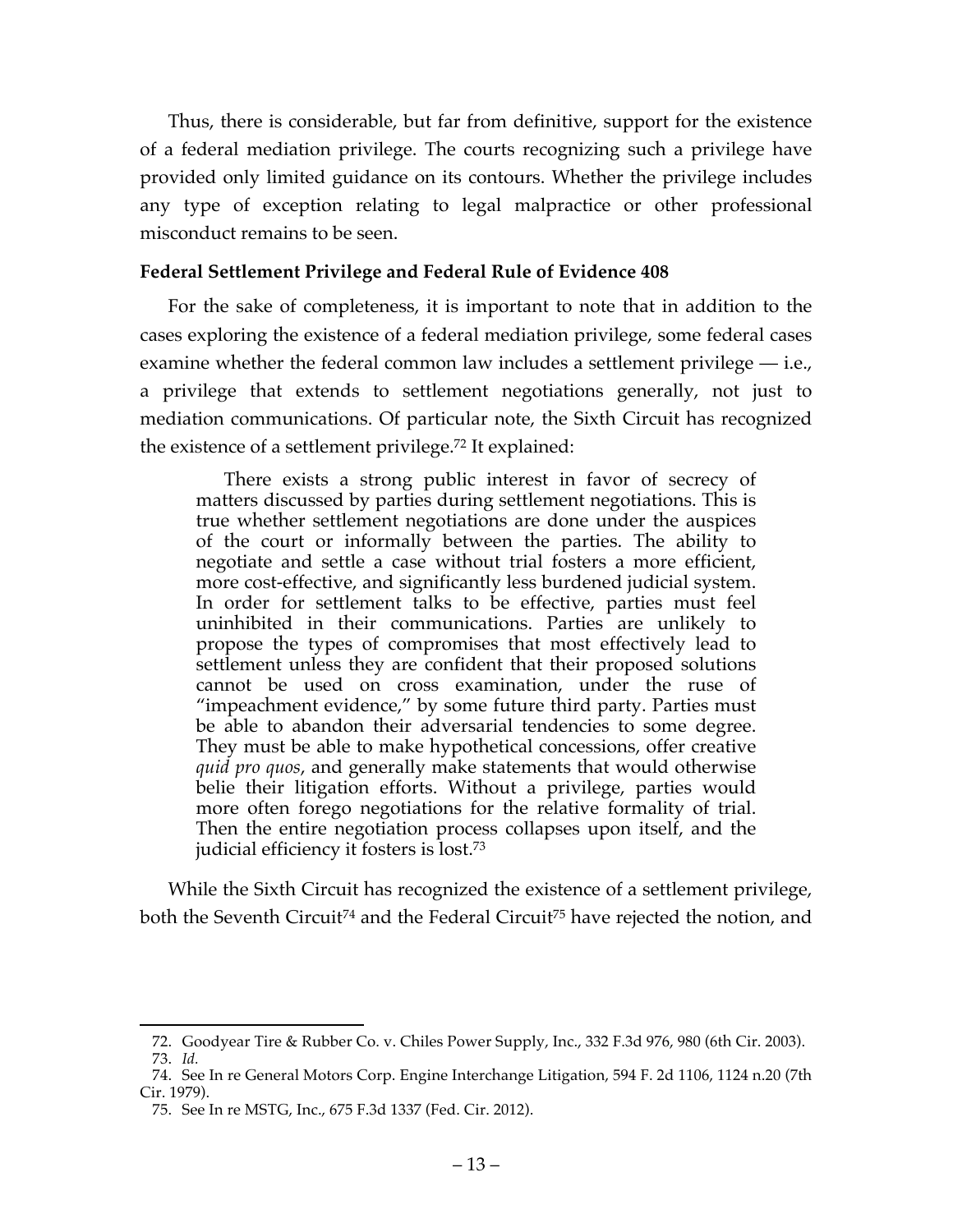Thus, there is considerable, but far from definitive, support for the existence of a federal mediation privilege. The courts recognizing such a privilege have provided only limited guidance on its contours. Whether the privilege includes any type of exception relating to legal malpractice or other professional misconduct remains to be seen.

### Federal Settlement Privilege and Federal Rule of Evidence 408

For the sake of completeness, it is important to note that in addition to the cases exploring the existence of a federal mediation privilege, some federal cases examine whether the federal common law includes a settlement privilege — i.e., a privilege that extends to settlement negotiations generally, not just to mediation communications. Of particular note, the Sixth Circuit has recognized the existence of a settlement privilege.[72] It explained:

> There exists a strong public interest in favor of secrecy of matters discussed by parties during settlement negotiations. This is true whether settlement negotiations are done under the auspices of the court or informally between the parties. The ability to negotiate and settle a case without trial fosters a more efficient, more cost-effective, and significantly less burdened judicial system. In order for settlement talks to be effective, parties must feel uninhibited in their communications. Parties are unlikely to propose the types of compromises that most effectively lead to settlement unless they are confident that their proposed solutions cannot be used on cross examination, under the ruse of "impeachment evidence," by some future third party. Parties must be able to abandon their adversarial tendencies to some degree. They must be able to make hypothetical concessions, offer creative *quid pro quos*, and generally make statements that would otherwise belie their litigation efforts. Without a privilege, parties would more often forego negotiations for the relative formality of trial. Then the entire negotiation process collapses upon itself, and the judicial efficiency it fosters is lost.[73]

While the Sixth Circuit has recognized the existence of a settlement privilege, both the Seventh Circuit[74] and the Federal Circuit[75] have rejected the notion, and

---

72. Goodyear Tire & Rubber Co. v. Chiles Power Supply, Inc., 332 F.3d 976, 980 (6th Cir. 2003).

73. *Id.*

74. See In re General Motors Corp. Engine Interchange Litigation, 594 F. 2d 1106, 1124 n.20 (7th Cir. 1979).

75. See In re MSTG, Inc., 675 F.3d 1337 (Fed. Cir. 2012).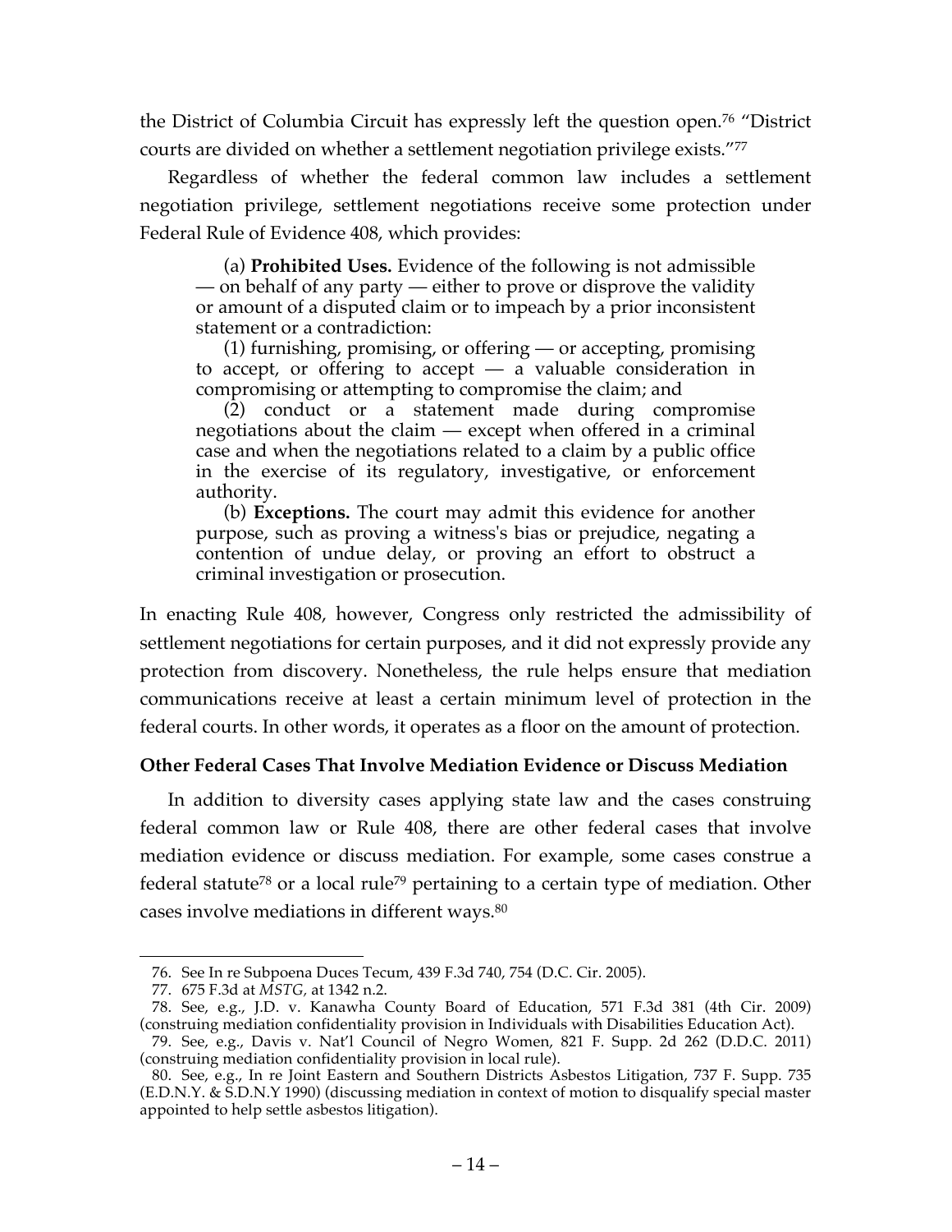the District of Columbia Circuit has expressly left the question open.[76] "District courts are divided on whether a settlement negotiation privilege exists."[77]

Regardless of whether the federal common law includes a settlement negotiation privilege, settlement negotiations receive some protection under Federal Rule of Evidence 408, which provides:

> (a) **Prohibited Uses.** Evidence of the following is not admissible — on behalf of any party — either to prove or disprove the validity or amount of a disputed claim or to impeach by a prior inconsistent statement or a contradiction:
>
> (1) furnishing, promising, or offering — or accepting, promising to accept, or offering to accept — a valuable consideration in compromising or attempting to compromise the claim; and
>
> (2) conduct or a statement made during compromise negotiations about the claim — except when offered in a criminal case and when the negotiations related to a claim by a public office in the exercise of its regulatory, investigative, or enforcement authority.
>
> (b) **Exceptions.** The court may admit this evidence for another purpose, such as proving a witness's bias or prejudice, negating a contention of undue delay, or proving an effort to obstruct a criminal investigation or prosecution.

In enacting Rule 408, however, Congress only restricted the admissibility of settlement negotiations for certain purposes, and it did not expressly provide any protection from discovery. Nonetheless, the rule helps ensure that mediation communications receive at least a certain minimum level of protection in the federal courts. In other words, it operates as a floor on the amount of protection.

### Other Federal Cases That Involve Mediation Evidence or Discuss Mediation

In addition to diversity cases applying state law and the cases construing federal common law or Rule 408, there are other federal cases that involve mediation evidence or discuss mediation. For example, some cases construe a federal statute[78] or a local rule[79] pertaining to a certain type of mediation. Other cases involve mediations in different ways.[80]

---

76. See In re Subpoena Duces Tecum, 439 F.3d 740, 754 (D.C. Cir. 2005).

77. 675 F.3d at *MSTG,* at 1342 n.2.

78. See, e.g., J.D. v. Kanawha County Board of Education, 571 F.3d 381 (4th Cir. 2009) (construing mediation confidentiality provision in Individuals with Disabilities Education Act).

79. See, e.g., Davis v. Nat'l Council of Negro Women, 821 F. Supp. 2d 262 (D.D.C. 2011) (construing mediation confidentiality provision in local rule).

80. See, e.g., In re Joint Eastern and Southern Districts Asbestos Litigation, 737 F. Supp. 735 (E.D.N.Y. & S.D.N.Y 1990) (discussing mediation in context of motion to disqualify special master appointed to help settle asbestos litigation).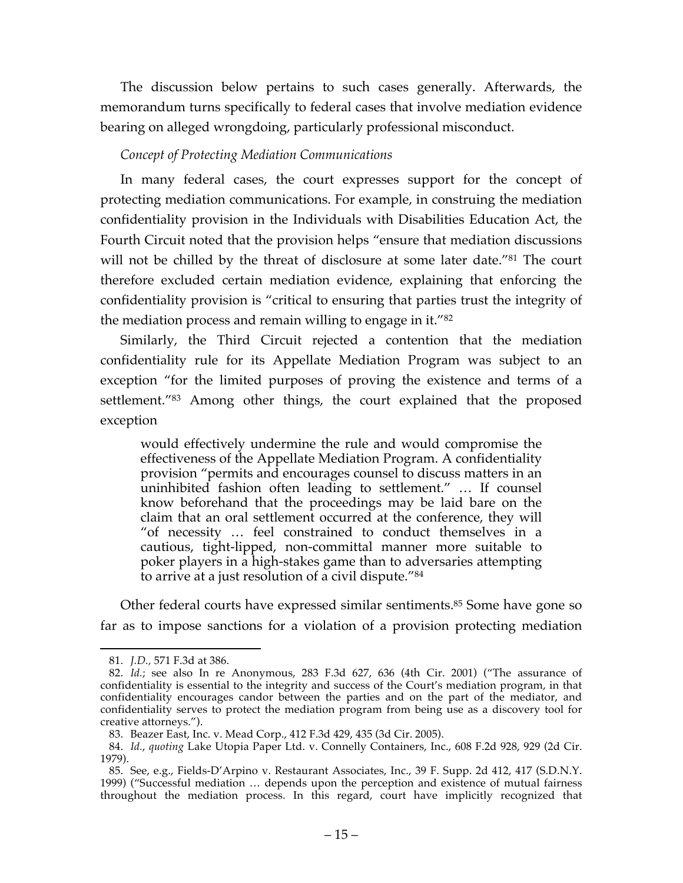The discussion below pertains to such cases generally. Afterwards, the memorandum turns specifically to federal cases that involve mediation evidence bearing on alleged wrongdoing, particularly professional misconduct.

*Concept of Protecting Mediation Communications*

In many federal cases, the court expresses support for the concept of protecting mediation communications. For example, in construing the mediation confidentiality provision in the Individuals with Disabilities Education Act, the Fourth Circuit noted that the provision helps "ensure that mediation discussions will not be chilled by the threat of disclosure at some later date."[81] The court therefore excluded certain mediation evidence, explaining that enforcing the confidentiality provision is "critical to ensuring that parties trust the integrity of the mediation process and remain willing to engage in it."[82]

Similarly, the Third Circuit rejected a contention that the mediation confidentiality rule for its Appellate Mediation Program was subject to an exception "for the limited purposes of proving the existence and terms of a settlement."[83] Among other things, the court explained that the proposed exception

> would effectively undermine the rule and would compromise the effectiveness of the Appellate Mediation Program. A confidentiality provision "permits and encourages counsel to discuss matters in an uninhibited fashion often leading to settlement." … If counsel know beforehand that the proceedings may be laid bare on the claim that an oral settlement occurred at the conference, they will "of necessity … feel constrained to conduct themselves in a cautious, tight-lipped, non-committal manner more suitable to poker players in a high-stakes game than to adversaries attempting to arrive at a just resolution of a civil dispute."[84]

Other federal courts have expressed similar sentiments.[85] Some have gone so far as to impose sanctions for a violation of a provision protecting mediation

---

81. *J.D.*, 571 F.3d at 386.

82. *Id.*; see also In re Anonymous, 283 F.3d 627, 636 (4th Cir. 2001) ("The assurance of confidentiality is essential to the integrity and success of the Court's mediation program, in that confidentiality encourages candor between the parties and on the part of the mediator, and confidentiality serves to protect the mediation program from being use as a discovery tool for creative attorneys.").

83. Beazer East, Inc. v. Mead Corp., 412 F.3d 429, 435 (3d Cir. 2005).

84. *Id.*, *quoting* Lake Utopia Paper Ltd. v. Connelly Containers, Inc., 608 F.2d 928, 929 (2d Cir. 1979).

85. See, e.g., Fields-D'Arpino v. Restaurant Associates, Inc., 39 F. Supp. 2d 412, 417 (S.D.N.Y. 1999) ("Successful mediation … depends upon the perception and existence of mutual fairness throughout the mediation process. In this regard, court have implicitly recognized that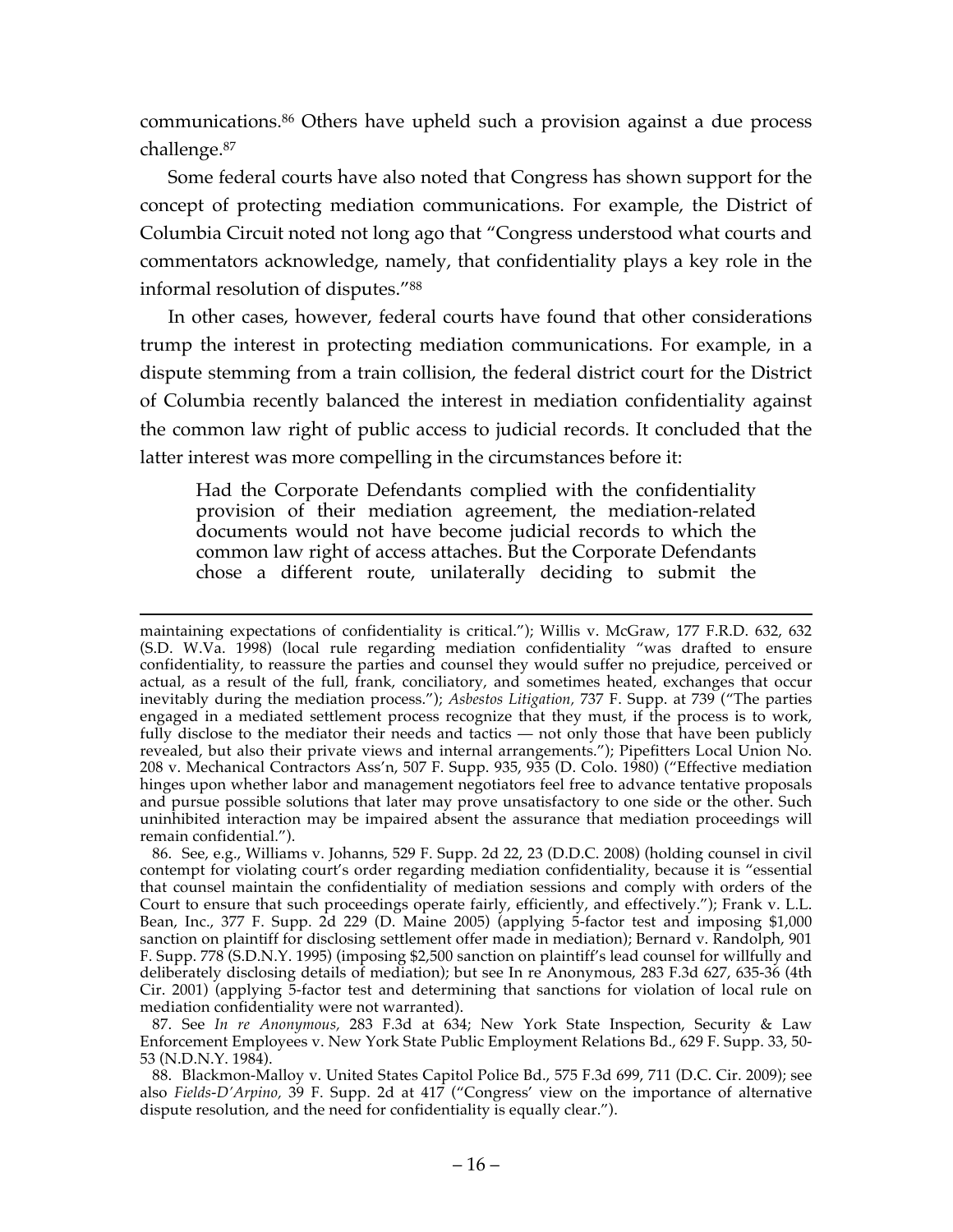communications.[86] Others have upheld such a provision against a due process challenge.[87]

Some federal courts have also noted that Congress has shown support for the concept of protecting mediation communications. For example, the District of Columbia Circuit noted not long ago that "Congress understood what courts and commentators acknowledge, namely, that confidentiality plays a key role in the informal resolution of disputes."[88]

In other cases, however, federal courts have found that other considerations trump the interest in protecting mediation communications. For example, in a dispute stemming from a train collision, the federal district court for the District of Columbia recently balanced the interest in mediation confidentiality against the common law right of public access to judicial records. It concluded that the latter interest was more compelling in the circumstances before it:

> Had the Corporate Defendants complied with the confidentiality provision of their mediation agreement, the mediation-related documents would not have become judicial records to which the common law right of access attaches. But the Corporate Defendants chose a different route, unilaterally deciding to submit the

---

maintaining expectations of confidentiality is critical."); Willis v. McGraw, 177 F.R.D. 632, 632 (S.D. W.Va. 1998) (local rule regarding mediation confidentiality "was drafted to ensure confidentiality, to reassure the parties and counsel they would suffer no prejudice, perceived or actual, as a result of the full, frank, conciliatory, and sometimes heated, exchanges that occur inevitably during the mediation process."); *Asbestos Litigation,* 737 F. Supp. at 739 ("The parties engaged in a mediated settlement process recognize that they must, if the process is to work, fully disclose to the mediator their needs and tactics — not only those that have been publicly revealed, but also their private views and internal arrangements."); Pipefitters Local Union No. 208 v. Mechanical Contractors Ass'n, 507 F. Supp. 935, 935 (D. Colo. 1980) ("Effective mediation hinges upon whether labor and management negotiators feel free to advance tentative proposals and pursue possible solutions that later may prove unsatisfactory to one side or the other. Such uninhibited interaction may be impaired absent the assurance that mediation proceedings will remain confidential.").

86. See, e.g., Williams v. Johanns, 529 F. Supp. 2d 22, 23 (D.D.C. 2008) (holding counsel in civil contempt for violating court's order regarding mediation confidentiality, because it is "essential that counsel maintain the confidentiality of mediation sessions and comply with orders of the Court to ensure that such proceedings operate fairly, efficiently, and effectively."); Frank v. L.L. Bean, Inc., 377 F. Supp. 2d 229 (D. Maine 2005) (applying 5-factor test and imposing $1,000 sanction on plaintiff for disclosing settlement offer made in mediation); Bernard v. Randolph, 901 F. Supp. 778 (S.D.N.Y. 1995) (imposing $2,500 sanction on plaintiff's lead counsel for willfully and deliberately disclosing details of mediation); but see In re Anonymous, 283 F.3d 627, 635-36 (4th Cir. 2001) (applying 5-factor test and determining that sanctions for violation of local rule on mediation confidentiality were not warranted).

87. See *In re Anonymous,* 283 F.3d at 634; New York State Inspection, Security & Law Enforcement Employees v. New York State Public Employment Relations Bd., 629 F. Supp. 33, 50-53 (N.D.N.Y. 1984).

88. Blackmon-Malloy v. United States Capitol Police Bd., 575 F.3d 699, 711 (D.C. Cir. 2009); see also *Fields-D'Arpino,* 39 F. Supp. 2d at 417 ("Congress' view on the importance of alternative dispute resolution, and the need for confidentiality is equally clear.").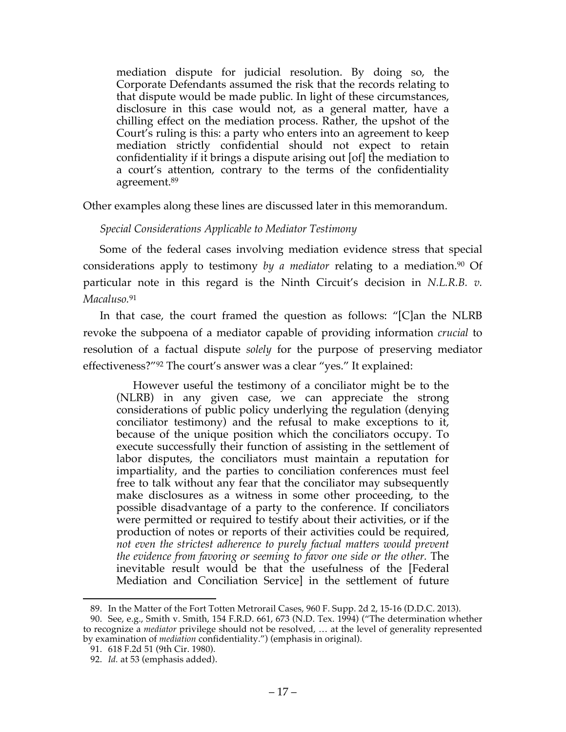> mediation dispute for judicial resolution. By doing so, the Corporate Defendants assumed the risk that the records relating to that dispute would be made public. In light of these circumstances, disclosure in this case would not, as a general matter, have a chilling effect on the mediation process. Rather, the upshot of the Court's ruling is this: a party who enters into an agreement to keep mediation strictly confidential should not expect to retain confidentiality if it brings a dispute arising out [of] the mediation to a court's attention, contrary to the terms of the confidentiality agreement.[89]

Other examples along these lines are discussed later in this memorandum.

*Special Considerations Applicable to Mediator Testimony*

Some of the federal cases involving mediation evidence stress that special considerations apply to testimony *by a mediator* relating to a mediation.[90] Of particular note in this regard is the Ninth Circuit's decision in *N.L.R.B. v. Macaluso.*[91]

In that case, the court framed the question as follows: "[C]an the NLRB revoke the subpoena of a mediator capable of providing information *crucial* to resolution of a factual dispute *solely* for the purpose of preserving mediator effectiveness?"[92] The court's answer was a clear "yes." It explained:

> However useful the testimony of a conciliator might be to the (NLRB) in any given case, we can appreciate the strong considerations of public policy underlying the regulation (denying conciliator testimony) and the refusal to make exceptions to it, because of the unique position which the conciliators occupy. To execute successfully their function of assisting in the settlement of labor disputes, the conciliators must maintain a reputation for impartiality, and the parties to conciliation conferences must feel free to talk without any fear that the conciliator may subsequently make disclosures as a witness in some other proceeding, to the possible disadvantage of a party to the conference. If conciliators were permitted or required to testify about their activities, or if the production of notes or reports of their activities could be required, *not even the strictest adherence to purely factual matters would prevent the evidence from favoring or seeming to favor one side or the other.* The inevitable result would be that the usefulness of the [Federal Mediation and Conciliation Service] in the settlement of future

---

89. In the Matter of the Fort Totten Metrorail Cases, 960 F. Supp. 2d 2, 15-16 (D.D.C. 2013).

90. See, e.g., Smith v. Smith, 154 F.R.D. 661, 673 (N.D. Tex. 1994) ("The determination whether to recognize a *mediator* privilege should not be resolved, … at the level of generality represented by examination of *mediation* confidentiality.") (emphasis in original).

91. 618 F.2d 51 (9th Cir. 1980).

92. *Id.* at 53 (emphasis added).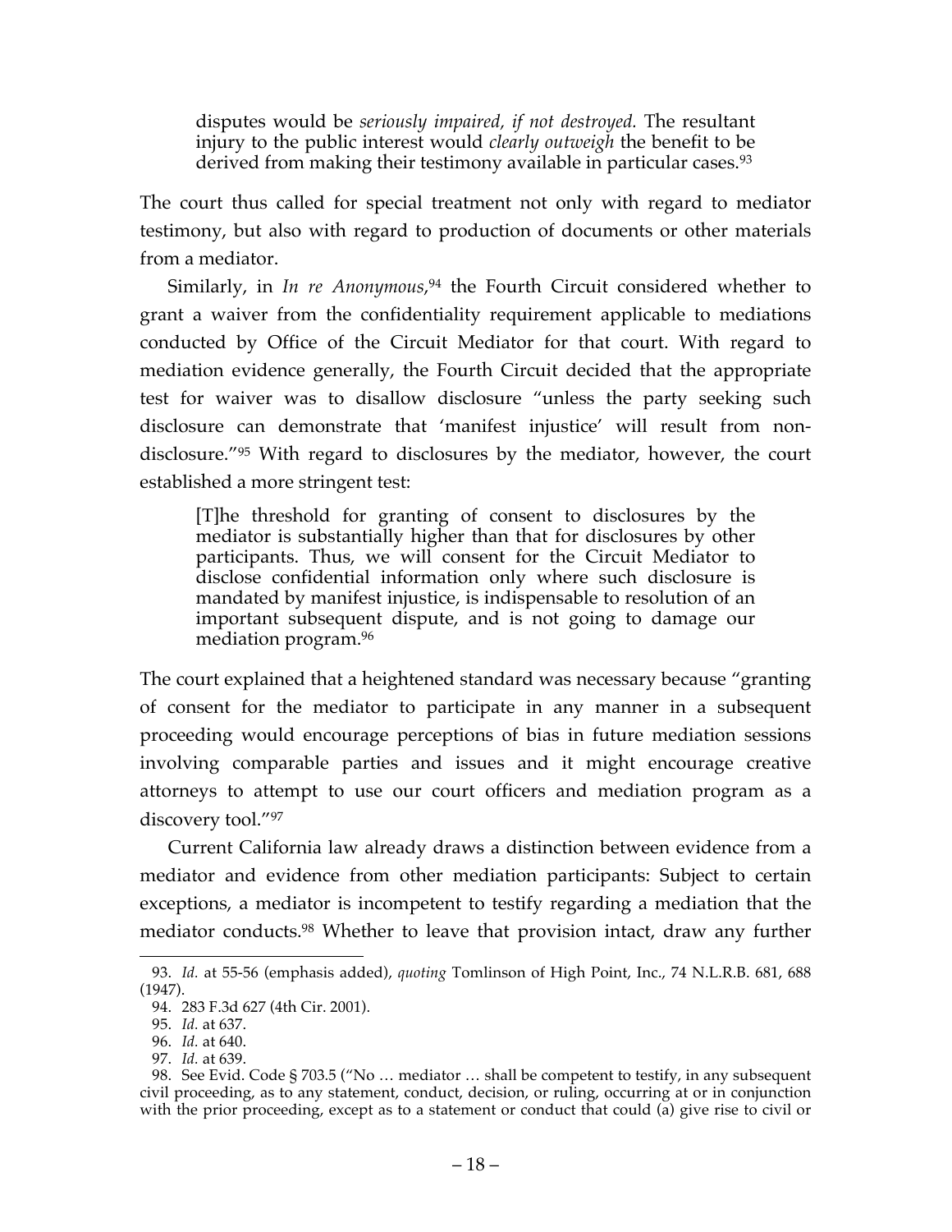> disputes would be *seriously impaired, if not destroyed.* The resultant injury to the public interest would *clearly outweigh* the benefit to be derived from making their testimony available in particular cases.[93]

The court thus called for special treatment not only with regard to mediator testimony, but also with regard to production of documents or other materials from a mediator.

Similarly, in *In re Anonymous*,[94] the Fourth Circuit considered whether to grant a waiver from the confidentiality requirement applicable to mediations conducted by Office of the Circuit Mediator for that court. With regard to mediation evidence generally, the Fourth Circuit decided that the appropriate test for waiver was to disallow disclosure "unless the party seeking such disclosure can demonstrate that 'manifest injustice' will result from non-disclosure."[95] With regard to disclosures by the mediator, however, the court established a more stringent test:

> [T]he threshold for granting of consent to disclosures by the mediator is substantially higher than that for disclosures by other participants. Thus, we will consent for the Circuit Mediator to disclose confidential information only where such disclosure is mandated by manifest injustice, is indispensable to resolution of an important subsequent dispute, and is not going to damage our mediation program.[96]

The court explained that a heightened standard was necessary because "granting of consent for the mediator to participate in any manner in a subsequent proceeding would encourage perceptions of bias in future mediation sessions involving comparable parties and issues and it might encourage creative attorneys to attempt to use our court officers and mediation program as a discovery tool."[97]

Current California law already draws a distinction between evidence from a mediator and evidence from other mediation participants: Subject to certain exceptions, a mediator is incompetent to testify regarding a mediation that the mediator conducts.[98] Whether to leave that provision intact, draw any further

---

93. *Id.* at 55-56 (emphasis added), *quoting* Tomlinson of High Point, Inc., 74 N.L.R.B. 681, 688 (1947).

94. 283 F.3d 627 (4th Cir. 2001).

95. *Id.* at 637.

96. *Id.* at 640.

97. *Id.* at 639.

98. See Evid. Code § 703.5 ("No … mediator … shall be competent to testify, in any subsequent civil proceeding, as to any statement, conduct, decision, or ruling, occurring at or in conjunction with the prior proceeding, except as to a statement or conduct that could (a) give rise to civil or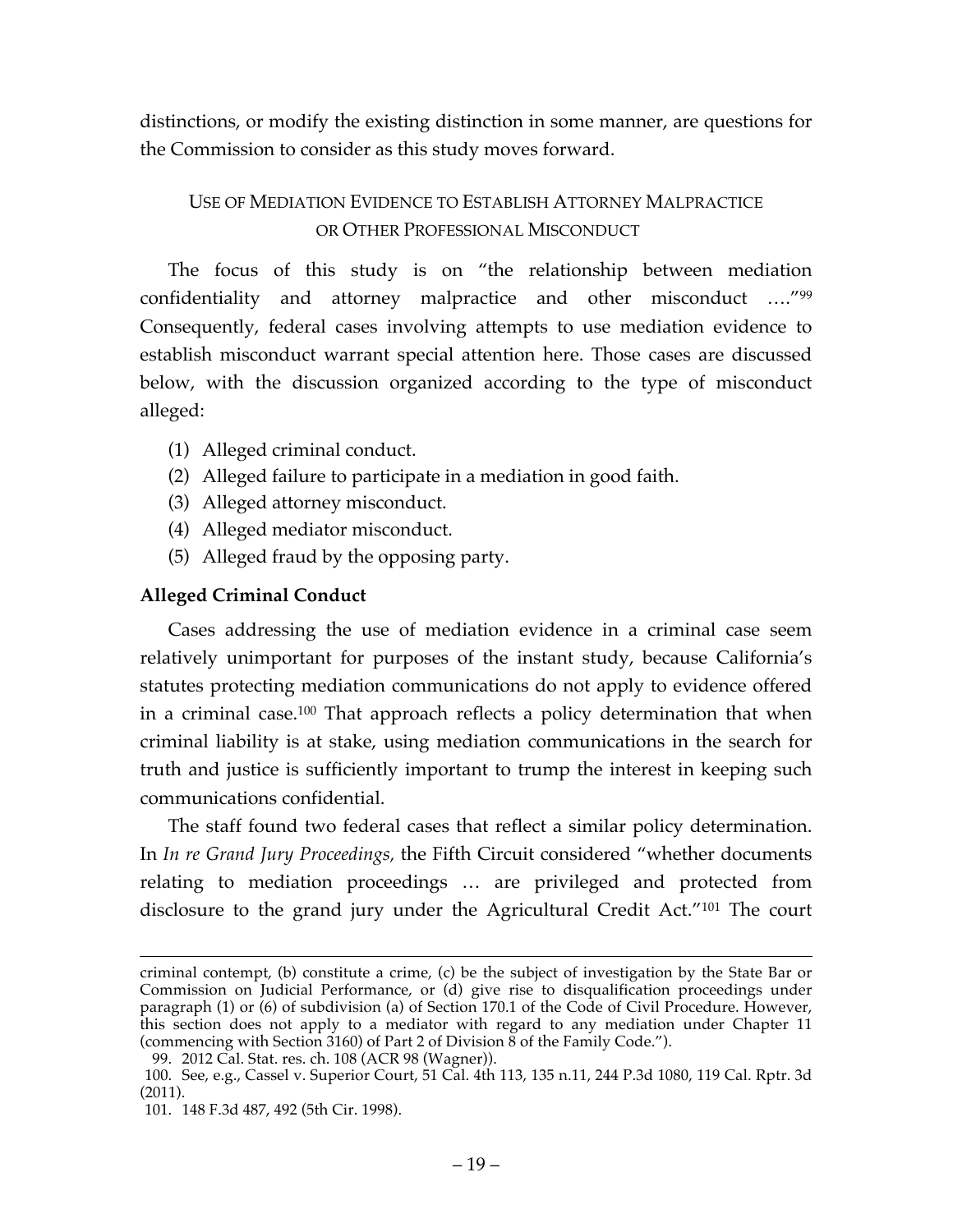distinctions, or modify the existing distinction in some manner, are questions for the Commission to consider as this study moves forward.

## USE OF MEDIATION EVIDENCE TO ESTABLISH ATTORNEY MALPRACTICE OR OTHER PROFESSIONAL MISCONDUCT

The focus of this study is on "the relationship between mediation confidentiality and attorney malpractice and other misconduct …."[99] Consequently, federal cases involving attempts to use mediation evidence to establish misconduct warrant special attention here. Those cases are discussed below, with the discussion organized according to the type of misconduct alleged:

(1) Alleged criminal conduct.
(2) Alleged failure to participate in a mediation in good faith.
(3) Alleged attorney misconduct.
(4) Alleged mediator misconduct.
(5) Alleged fraud by the opposing party.

### Alleged Criminal Conduct

Cases addressing the use of mediation evidence in a criminal case seem relatively unimportant for purposes of the instant study, because California's statutes protecting mediation communications do not apply to evidence offered in a criminal case.[100] That approach reflects a policy determination that when criminal liability is at stake, using mediation communications in the search for truth and justice is sufficiently important to trump the interest in keeping such communications confidential.

The staff found two federal cases that reflect a similar policy determination. In *In re Grand Jury Proceedings,* the Fifth Circuit considered "whether documents relating to mediation proceedings … are privileged and protected from disclosure to the grand jury under the Agricultural Credit Act."[101] The court

---

criminal contempt, (b) constitute a crime, (c) be the subject of investigation by the State Bar or Commission on Judicial Performance, or (d) give rise to disqualification proceedings under paragraph (1) or (6) of subdivision (a) of Section 170.1 of the Code of Civil Procedure. However, this section does not apply to a mediator with regard to any mediation under Chapter 11 (commencing with Section 3160) of Part 2 of Division 8 of the Family Code.").

99. 2012 Cal. Stat. res. ch. 108 (ACR 98 (Wagner)).

100. See, e.g., Cassel v. Superior Court, 51 Cal. 4th 113, 135 n.11, 244 P.3d 1080, 119 Cal. Rptr. 3d (2011).

101. 148 F.3d 487, 492 (5th Cir. 1998).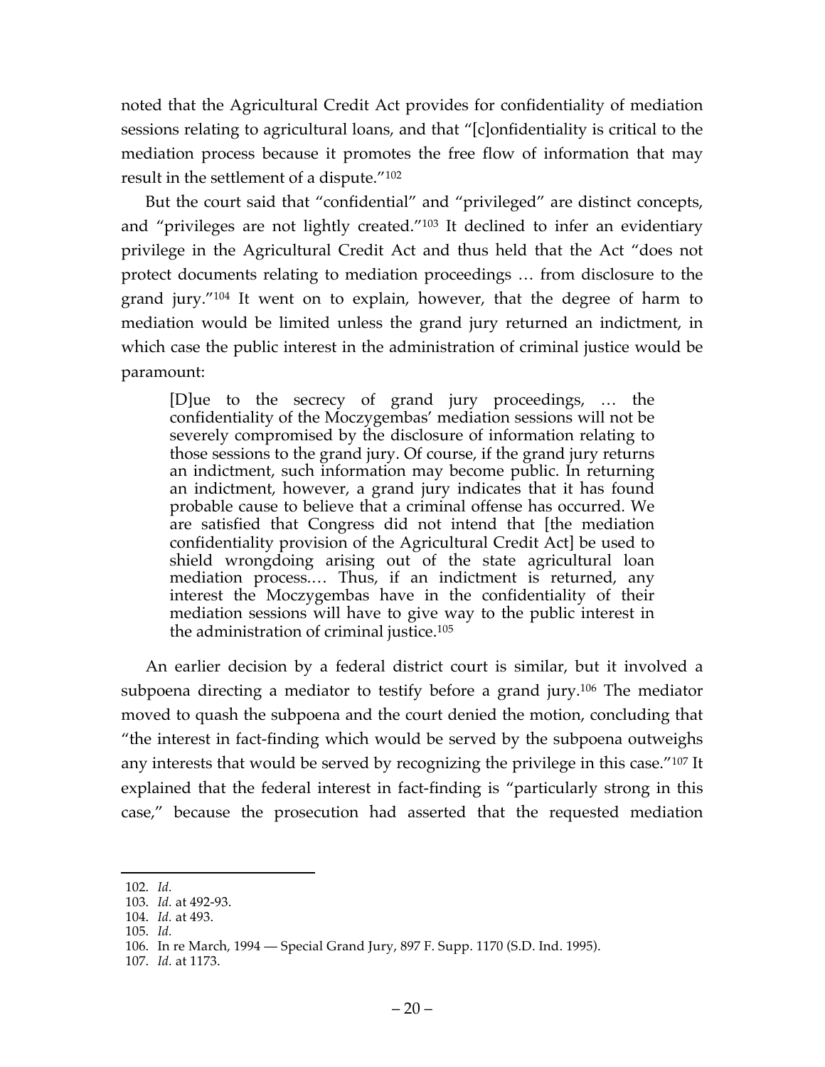noted that the Agricultural Credit Act provides for confidentiality of mediation sessions relating to agricultural loans, and that "[c]onfidentiality is critical to the mediation process because it promotes the free flow of information that may result in the settlement of a dispute."[102]

But the court said that "confidential" and "privileged" are distinct concepts, and "privileges are not lightly created."[103] It declined to infer an evidentiary privilege in the Agricultural Credit Act and thus held that the Act "does not protect documents relating to mediation proceedings … from disclosure to the grand jury."[104] It went on to explain, however, that the degree of harm to mediation would be limited unless the grand jury returned an indictment, in which case the public interest in the administration of criminal justice would be paramount:

> [D]ue to the secrecy of grand jury proceedings, … the confidentiality of the Moczygembas' mediation sessions will not be severely compromised by the disclosure of information relating to those sessions to the grand jury. Of course, if the grand jury returns an indictment, such information may become public. In returning an indictment, however, a grand jury indicates that it has found probable cause to believe that a criminal offense has occurred. We are satisfied that Congress did not intend that [the mediation confidentiality provision of the Agricultural Credit Act] be used to shield wrongdoing arising out of the state agricultural loan mediation process.… Thus, if an indictment is returned, any interest the Moczygembas have in the confidentiality of their mediation sessions will have to give way to the public interest in the administration of criminal justice.[105]

An earlier decision by a federal district court is similar, but it involved a subpoena directing a mediator to testify before a grand jury.[106] The mediator moved to quash the subpoena and the court denied the motion, concluding that "the interest in fact-finding which would be served by the subpoena outweighs any interests that would be served by recognizing the privilege in this case."[107] It explained that the federal interest in fact-finding is "particularly strong in this case," because the prosecution had asserted that the requested mediation

---

102. *Id.*
103. *Id.* at 492-93.
104. *Id.* at 493.
105. *Id.*
106. In re March, 1994 — Special Grand Jury, 897 F. Supp. 1170 (S.D. Ind. 1995).
107. *Id.* at 1173.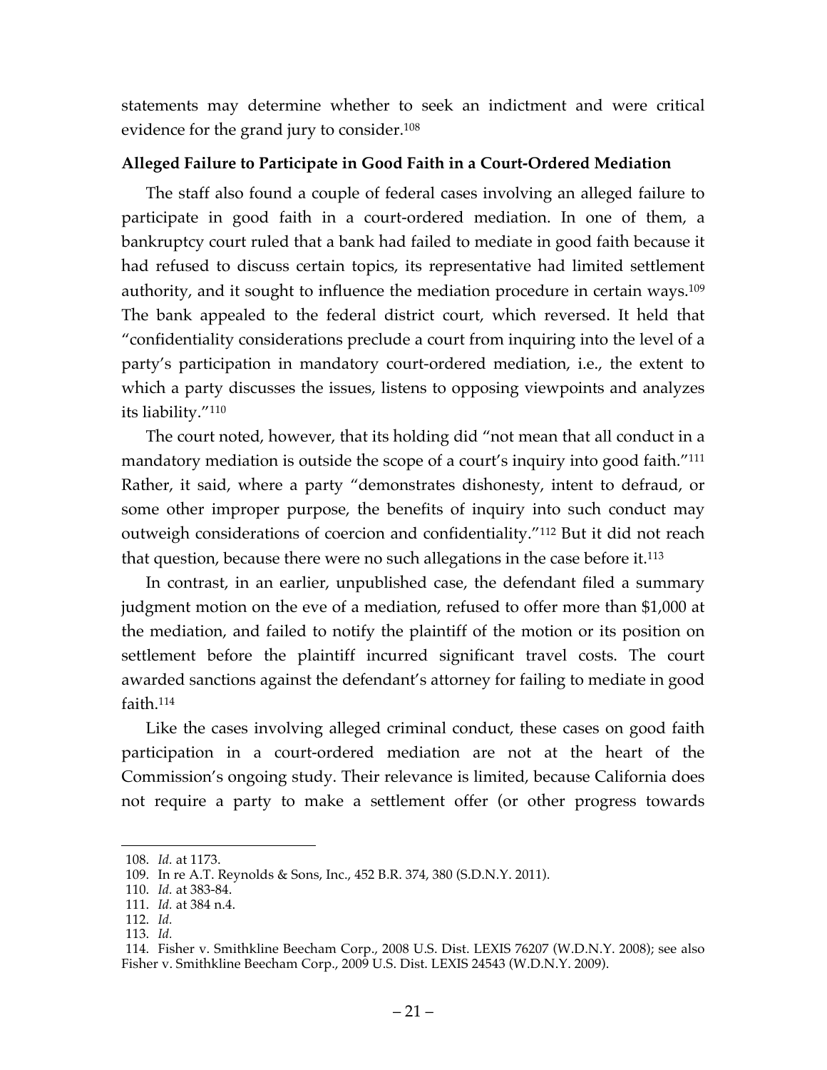statements may determine whether to seek an indictment and were critical evidence for the grand jury to consider.[108]

**Alleged Failure to Participate in Good Faith in a Court-Ordered Mediation**

The staff also found a couple of federal cases involving an alleged failure to participate in good faith in a court-ordered mediation. In one of them, a bankruptcy court ruled that a bank had failed to mediate in good faith because it had refused to discuss certain topics, its representative had limited settlement authority, and it sought to influence the mediation procedure in certain ways.[109] The bank appealed to the federal district court, which reversed. It held that "confidentiality considerations preclude a court from inquiring into the level of a party's participation in mandatory court-ordered mediation, i.e., the extent to which a party discusses the issues, listens to opposing viewpoints and analyzes its liability."[110]

The court noted, however, that its holding did "not mean that all conduct in a mandatory mediation is outside the scope of a court's inquiry into good faith."[111] Rather, it said, where a party "demonstrates dishonesty, intent to defraud, or some other improper purpose, the benefits of inquiry into such conduct may outweigh considerations of coercion and confidentiality."[112] But it did not reach that question, because there were no such allegations in the case before it.[113]

In contrast, in an earlier, unpublished case, the defendant filed a summary judgment motion on the eve of a mediation, refused to offer more than $1,000 at the mediation, and failed to notify the plaintiff of the motion or its position on settlement before the plaintiff incurred significant travel costs. The court awarded sanctions against the defendant's attorney for failing to mediate in good faith.[114]

Like the cases involving alleged criminal conduct, these cases on good faith participation in a court-ordered mediation are not at the heart of the Commission's ongoing study. Their relevance is limited, because California does not require a party to make a settlement offer (or other progress towards

---

108. *Id.* at 1173.

109. In re A.T. Reynolds & Sons, Inc., 452 B.R. 374, 380 (S.D.N.Y. 2011).

110. *Id.* at 383-84.

111. *Id.* at 384 n.4.

112. *Id.*

113. *Id.*

114. Fisher v. Smithkline Beecham Corp., 2008 U.S. Dist. LEXIS 76207 (W.D.N.Y. 2008); see also Fisher v. Smithkline Beecham Corp., 2009 U.S. Dist. LEXIS 24543 (W.D.N.Y. 2009).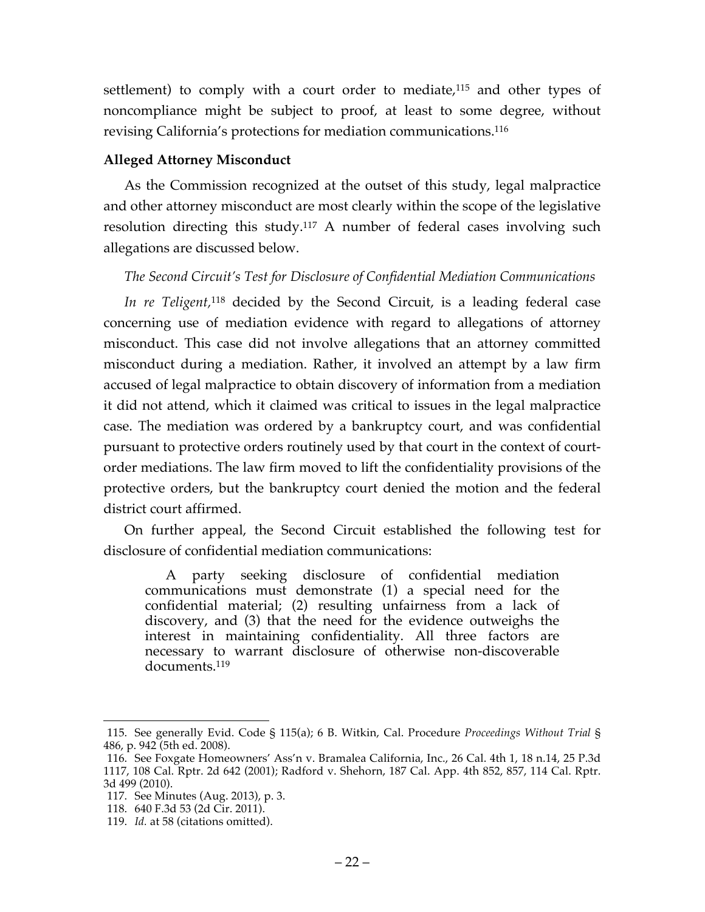settlement) to comply with a court order to mediate,[115] and other types of noncompliance might be subject to proof, at least to some degree, without revising California's protections for mediation communications.[116]

### Alleged Attorney Misconduct

As the Commission recognized at the outset of this study, legal malpractice and other attorney misconduct are most clearly within the scope of the legislative resolution directing this study.[117] A number of federal cases involving such allegations are discussed below.

#### *The Second Circuit's Test for Disclosure of Confidential Mediation Communications*

*In re Teligent*,[118] decided by the Second Circuit, is a leading federal case concerning use of mediation evidence with regard to allegations of attorney misconduct. This case did not involve allegations that an attorney committed misconduct during a mediation. Rather, it involved an attempt by a law firm accused of legal malpractice to obtain discovery of information from a mediation it did not attend, which it claimed was critical to issues in the legal malpractice case. The mediation was ordered by a bankruptcy court, and was confidential pursuant to protective orders routinely used by that court in the context of court-order mediations. The law firm moved to lift the confidentiality provisions of the protective orders, but the bankruptcy court denied the motion and the federal district court affirmed.

On further appeal, the Second Circuit established the following test for disclosure of confidential mediation communications:

> A party seeking disclosure of confidential mediation communications must demonstrate (1) a special need for the confidential material; (2) resulting unfairness from a lack of discovery, and (3) that the need for the evidence outweighs the interest in maintaining confidentiality. All three factors are necessary to warrant disclosure of otherwise non-discoverable documents.[119]

---

115. See generally Evid. Code § 115(a); 6 B. Witkin, Cal. Procedure *Proceedings Without Trial* § 486, p. 942 (5th ed. 2008).

116. See Foxgate Homeowners' Ass'n v. Bramalea California, Inc., 26 Cal. 4th 1, 18 n.14, 25 P.3d 1117, 108 Cal. Rptr. 2d 642 (2001); Radford v. Shehorn, 187 Cal. App. 4th 852, 857, 114 Cal. Rptr. 3d 499 (2010).

117. See Minutes (Aug. 2013), p. 3.

118. 640 F.3d 53 (2d Cir. 2011).

119. *Id.* at 58 (citations omitted).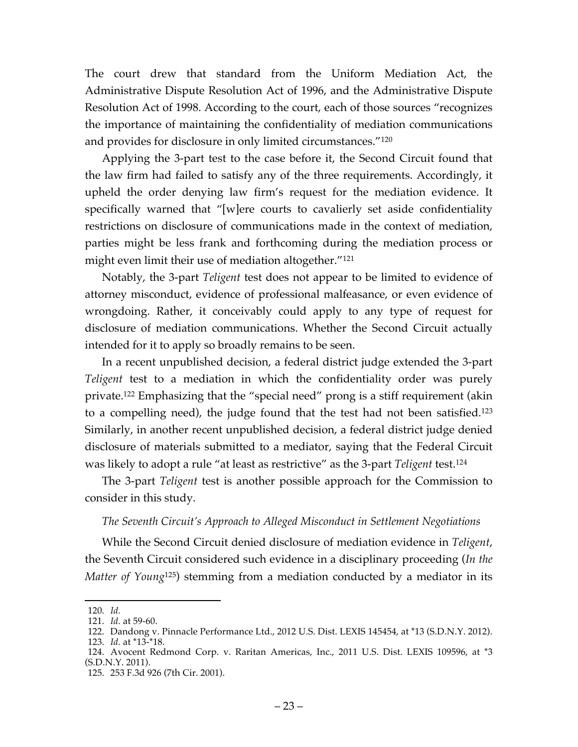The court drew that standard from the Uniform Mediation Act, the Administrative Dispute Resolution Act of 1996, and the Administrative Dispute Resolution Act of 1998. According to the court, each of those sources "recognizes the importance of maintaining the confidentiality of mediation communications and provides for disclosure in only limited circumstances."[120]

Applying the 3-part test to the case before it, the Second Circuit found that the law firm had failed to satisfy any of the three requirements. Accordingly, it upheld the order denying law firm's request for the mediation evidence. It specifically warned that "[w]ere courts to cavalierly set aside confidentiality restrictions on disclosure of communications made in the context of mediation, parties might be less frank and forthcoming during the mediation process or might even limit their use of mediation altogether."[121]

Notably, the 3-part *Teligent* test does not appear to be limited to evidence of attorney misconduct, evidence of professional malfeasance, or even evidence of wrongdoing. Rather, it conceivably could apply to any type of request for disclosure of mediation communications. Whether the Second Circuit actually intended for it to apply so broadly remains to be seen.

In a recent unpublished decision, a federal district judge extended the 3-part *Teligent* test to a mediation in which the confidentiality order was purely private.[122] Emphasizing that the "special need" prong is a stiff requirement (akin to a compelling need), the judge found that the test had not been satisfied.[123] Similarly, in another recent unpublished decision, a federal district judge denied disclosure of materials submitted to a mediator, saying that the Federal Circuit was likely to adopt a rule "at least as restrictive" as the 3-part *Teligent* test.[124]

The 3-part *Teligent* test is another possible approach for the Commission to consider in this study.

*The Seventh Circuit's Approach to Alleged Misconduct in Settlement Negotiations*

While the Second Circuit denied disclosure of mediation evidence in *Teligent*, the Seventh Circuit considered such evidence in a disciplinary proceeding (*In the Matter of Young*[125]) stemming from a mediation conducted by a mediator in its

---

120. *Id.*
121. *Id.* at 59-60.
122. Dandong v. Pinnacle Performance Ltd., 2012 U.S. Dist. LEXIS 145454, at *13 (S.D.N.Y. 2012).
123. *Id.* at *13-*18.
124. Avocent Redmond Corp. v. Raritan Americas, Inc., 2011 U.S. Dist. LEXIS 109596, at *3 (S.D.N.Y. 2011).
125. 253 F.3d 926 (7th Cir. 2001).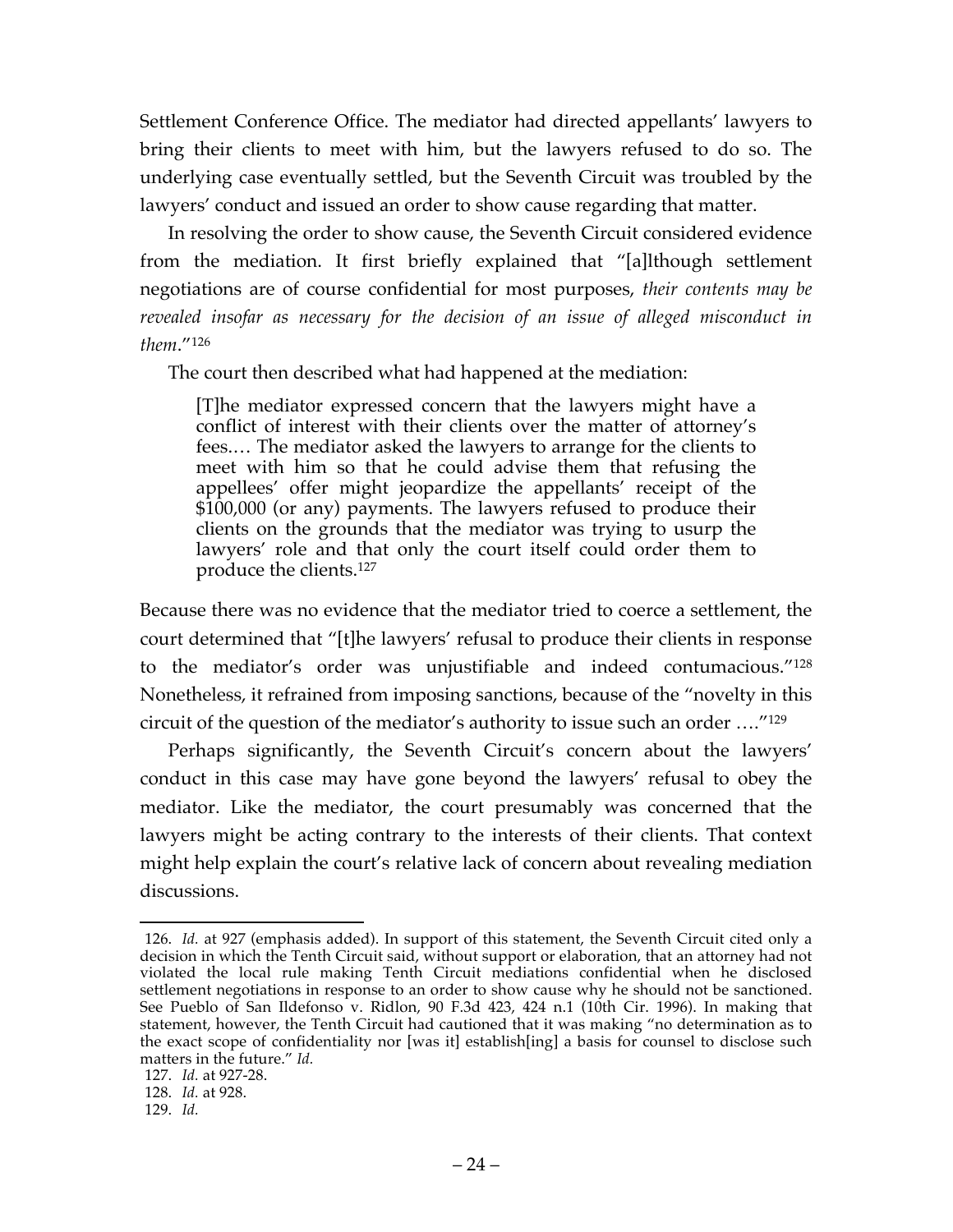Settlement Conference Office. The mediator had directed appellants' lawyers to bring their clients to meet with him, but the lawyers refused to do so. The underlying case eventually settled, but the Seventh Circuit was troubled by the lawyers' conduct and issued an order to show cause regarding that matter.

In resolving the order to show cause, the Seventh Circuit considered evidence from the mediation. It first briefly explained that "[a]lthough settlement negotiations are of course confidential for most purposes, *their contents may be revealed insofar as necessary for the decision of an issue of alleged misconduct in them*."[126]

The court then described what had happened at the mediation:

> [T]he mediator expressed concern that the lawyers might have a conflict of interest with their clients over the matter of attorney's fees.… The mediator asked the lawyers to arrange for the clients to meet with him so that he could advise them that refusing the appellees' offer might jeopardize the appellants' receipt of the $100,000 (or any) payments. The lawyers refused to produce their clients on the grounds that the mediator was trying to usurp the lawyers' role and that only the court itself could order them to produce the clients.[127]

Because there was no evidence that the mediator tried to coerce a settlement, the court determined that "[t]he lawyers' refusal to produce their clients in response to the mediator's order was unjustifiable and indeed contumacious."[128] Nonetheless, it refrained from imposing sanctions, because of the "novelty in this circuit of the question of the mediator's authority to issue such an order …."[129]

Perhaps significantly, the Seventh Circuit's concern about the lawyers' conduct in this case may have gone beyond the lawyers' refusal to obey the mediator. Like the mediator, the court presumably was concerned that the lawyers might be acting contrary to the interests of their clients. That context might help explain the court's relative lack of concern about revealing mediation discussions.

---

126. *Id.* at 927 (emphasis added). In support of this statement, the Seventh Circuit cited only a decision in which the Tenth Circuit said, without support or elaboration, that an attorney had not violated the local rule making Tenth Circuit mediations confidential when he disclosed settlement negotiations in response to an order to show cause why he should not be sanctioned. See Pueblo of San Ildefonso v. Ridlon, 90 F.3d 423, 424 n.1 (10th Cir. 1996). In making that statement, however, the Tenth Circuit had cautioned that it was making "no determination as to the exact scope of confidentiality nor [was it] establish[ing] a basis for counsel to disclose such matters in the future." *Id.*

127. *Id.* at 927-28.

128. *Id.* at 928.

129. *Id.*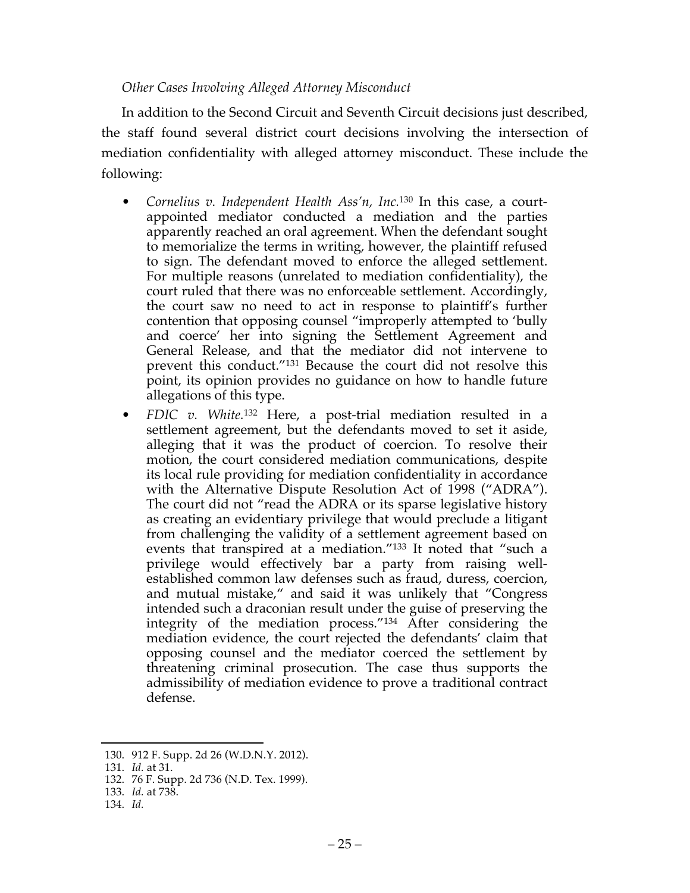*Other Cases Involving Alleged Attorney Misconduct*

In addition to the Second Circuit and Seventh Circuit decisions just described, the staff found several district court decisions involving the intersection of mediation confidentiality with alleged attorney misconduct. These include the following:

- *Cornelius v. Independent Health Ass'n, Inc.*[130] In this case, a court-appointed mediator conducted a mediation and the parties apparently reached an oral agreement. When the defendant sought to memorialize the terms in writing, however, the plaintiff refused to sign. The defendant moved to enforce the alleged settlement. For multiple reasons (unrelated to mediation confidentiality), the court ruled that there was no enforceable settlement. Accordingly, the court saw no need to act in response to plaintiff's further contention that opposing counsel "improperly attempted to 'bully and coerce' her into signing the Settlement Agreement and General Release, and that the mediator did not intervene to prevent this conduct."[131] Because the court did not resolve this point, its opinion provides no guidance on how to handle future allegations of this type.
- *FDIC v. White.*[132] Here, a post-trial mediation resulted in a settlement agreement, but the defendants moved to set it aside, alleging that it was the product of coercion. To resolve their motion, the court considered mediation communications, despite its local rule providing for mediation confidentiality in accordance with the Alternative Dispute Resolution Act of 1998 ("ADRA"). The court did not "read the ADRA or its sparse legislative history as creating an evidentiary privilege that would preclude a litigant from challenging the validity of a settlement agreement based on events that transpired at a mediation."[133] It noted that "such a privilege would effectively bar a party from raising well-established common law defenses such as fraud, duress, coercion, and mutual mistake," and said it was unlikely that "Congress intended such a draconian result under the guise of preserving the integrity of the mediation process."[134] After considering the mediation evidence, the court rejected the defendants' claim that opposing counsel and the mediator coerced the settlement by threatening criminal prosecution. The case thus supports the admissibility of mediation evidence to prove a traditional contract defense.

130. 912 F. Supp. 2d 26 (W.D.N.Y. 2012).
131. *Id.* at 31.
132. 76 F. Supp. 2d 736 (N.D. Tex. 1999).
133. *Id.* at 738.
134. *Id.*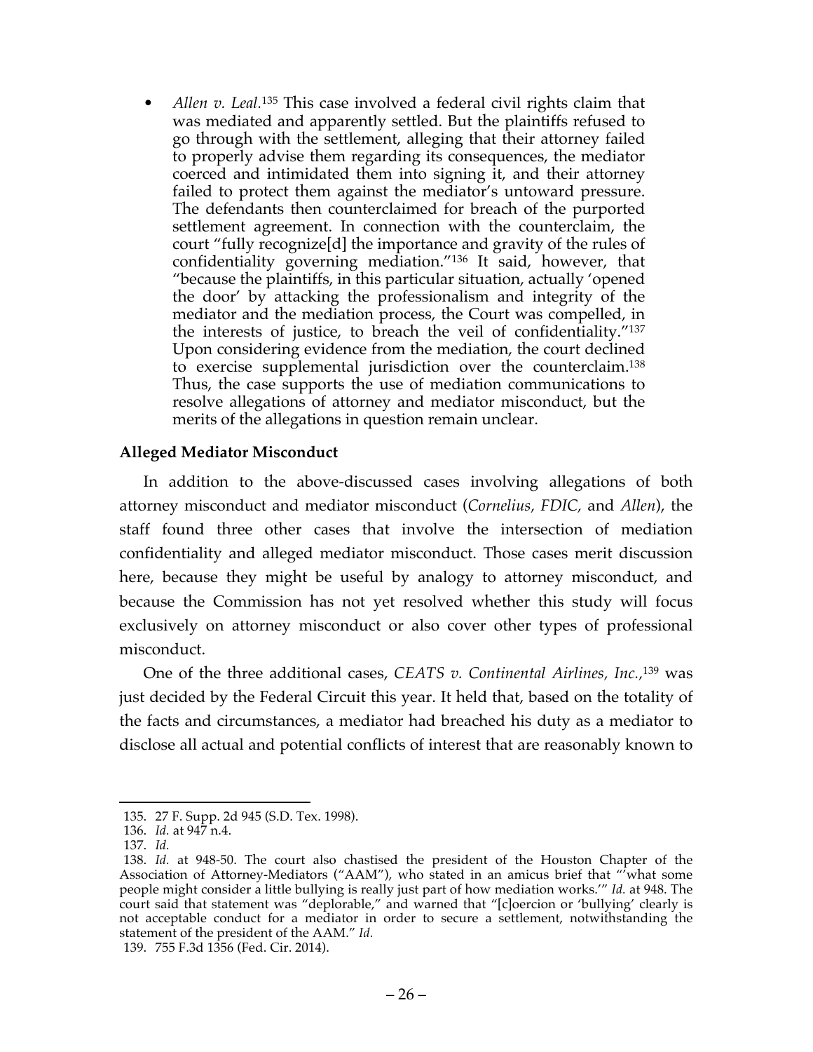- *Allen v. Leal*.[135] This case involved a federal civil rights claim that was mediated and apparently settled. But the plaintiffs refused to go through with the settlement, alleging that their attorney failed to properly advise them regarding its consequences, the mediator coerced and intimidated them into signing it, and their attorney failed to protect them against the mediator's untoward pressure. The defendants then counterclaimed for breach of the purported settlement agreement. In connection with the counterclaim, the court "fully recognize[d] the importance and gravity of the rules of confidentiality governing mediation."[136] It said, however, that "because the plaintiffs, in this particular situation, actually 'opened the door' by attacking the professionalism and integrity of the mediator and the mediation process, the Court was compelled, in the interests of justice, to breach the veil of confidentiality."[137] Upon considering evidence from the mediation, the court declined to exercise supplemental jurisdiction over the counterclaim.[138] Thus, the case supports the use of mediation communications to resolve allegations of attorney and mediator misconduct, but the merits of the allegations in question remain unclear.

**Alleged Mediator Misconduct**

In addition to the above-discussed cases involving allegations of both attorney misconduct and mediator misconduct (*Cornelius*, *FDIC*, and *Allen*), the staff found three other cases that involve the intersection of mediation confidentiality and alleged mediator misconduct. Those cases merit discussion here, because they might be useful by analogy to attorney misconduct, and because the Commission has not yet resolved whether this study will focus exclusively on attorney misconduct or also cover other types of professional misconduct.

One of the three additional cases, *CEATS v. Continental Airlines, Inc.*,[139] was just decided by the Federal Circuit this year. It held that, based on the totality of the facts and circumstances, a mediator had breached his duty as a mediator to disclose all actual and potential conflicts of interest that are reasonably known to

---

135. 27 F. Supp. 2d 945 (S.D. Tex. 1998).

136. *Id.* at 947 n.4.

137. *Id.*

138. *Id.* at 948-50. The court also chastised the president of the Houston Chapter of the Association of Attorney-Mediators ("AAM"), who stated in an amicus brief that "'what some people might consider a little bullying is really just part of how mediation works.'" *Id.* at 948. The court said that statement was "deplorable," and warned that "[c]oercion or 'bullying' clearly is not acceptable conduct for a mediator in order to secure a settlement, notwithstanding the statement of the president of the AAM." *Id.*

139. 755 F.3d 1356 (Fed. Cir. 2014).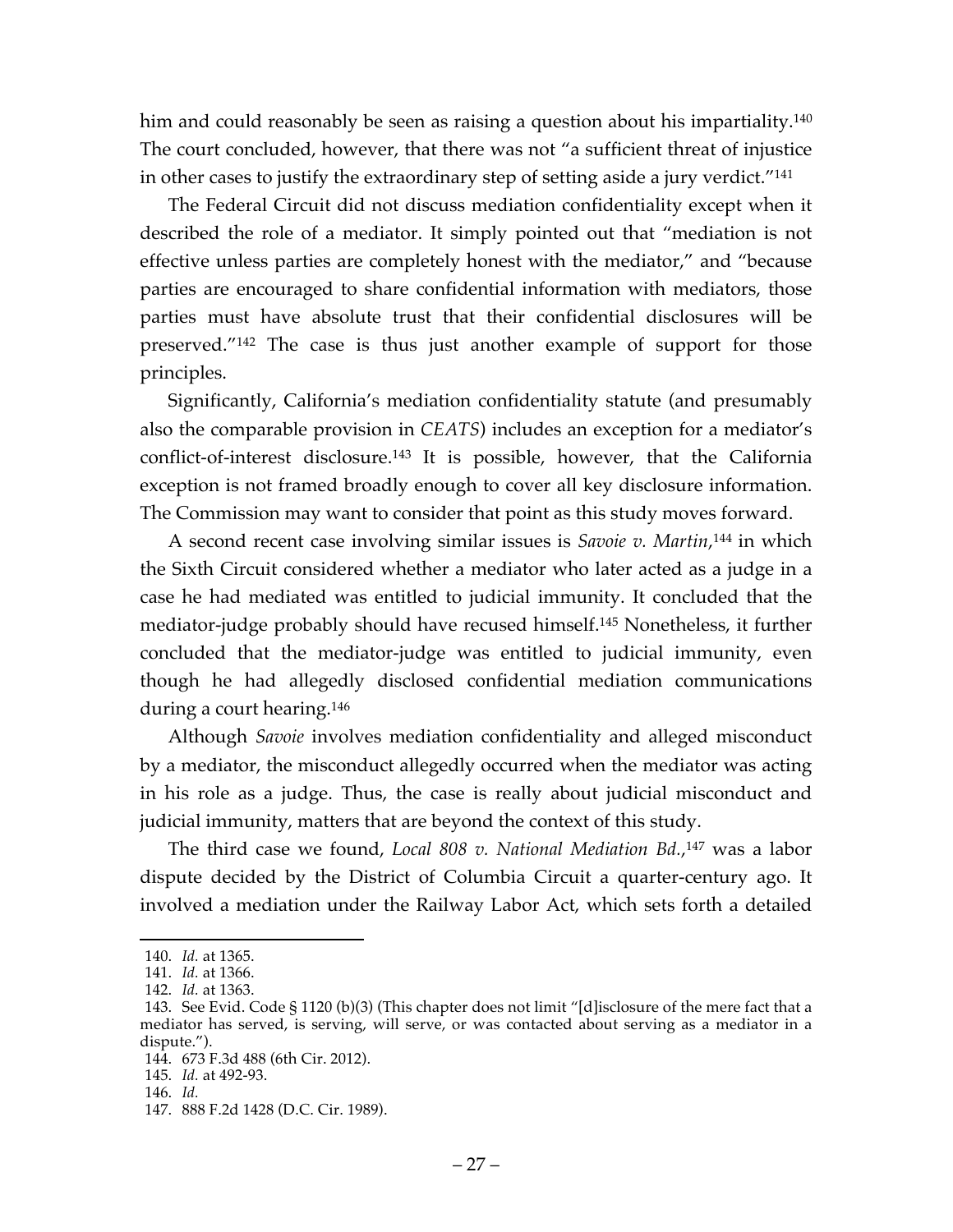him and could reasonably be seen as raising a question about his impartiality.[140] The court concluded, however, that there was not "a sufficient threat of injustice in other cases to justify the extraordinary step of setting aside a jury verdict."[141]

The Federal Circuit did not discuss mediation confidentiality except when it described the role of a mediator. It simply pointed out that "mediation is not effective unless parties are completely honest with the mediator," and "because parties are encouraged to share confidential information with mediators, those parties must have absolute trust that their confidential disclosures will be preserved."[142] The case is thus just another example of support for those principles.

Significantly, California's mediation confidentiality statute (and presumably also the comparable provision in *CEATS*) includes an exception for a mediator's conflict-of-interest disclosure.[143] It is possible, however, that the California exception is not framed broadly enough to cover all key disclosure information. The Commission may want to consider that point as this study moves forward.

A second recent case involving similar issues is *Savoie v. Martin*,[144] in which the Sixth Circuit considered whether a mediator who later acted as a judge in a case he had mediated was entitled to judicial immunity. It concluded that the mediator-judge probably should have recused himself.[145] Nonetheless, it further concluded that the mediator-judge was entitled to judicial immunity, even though he had allegedly disclosed confidential mediation communications during a court hearing.[146]

Although *Savoie* involves mediation confidentiality and alleged misconduct by a mediator, the misconduct allegedly occurred when the mediator was acting in his role as a judge. Thus, the case is really about judicial misconduct and judicial immunity, matters that are beyond the context of this study.

The third case we found, *Local 808 v. National Mediation Bd.*,[147] was a labor dispute decided by the District of Columbia Circuit a quarter-century ago. It involved a mediation under the Railway Labor Act, which sets forth a detailed

---

140. *Id.* at 1365.

141. *Id.* at 1366.

142. *Id.* at 1363.

143. See Evid. Code § 1120 (b)(3) (This chapter does not limit "[d]isclosure of the mere fact that a mediator has served, is serving, will serve, or was contacted about serving as a mediator in a dispute.").

144. 673 F.3d 488 (6th Cir. 2012).

145. *Id.* at 492-93.

146. *Id.*

147. 888 F.2d 1428 (D.C. Cir. 1989).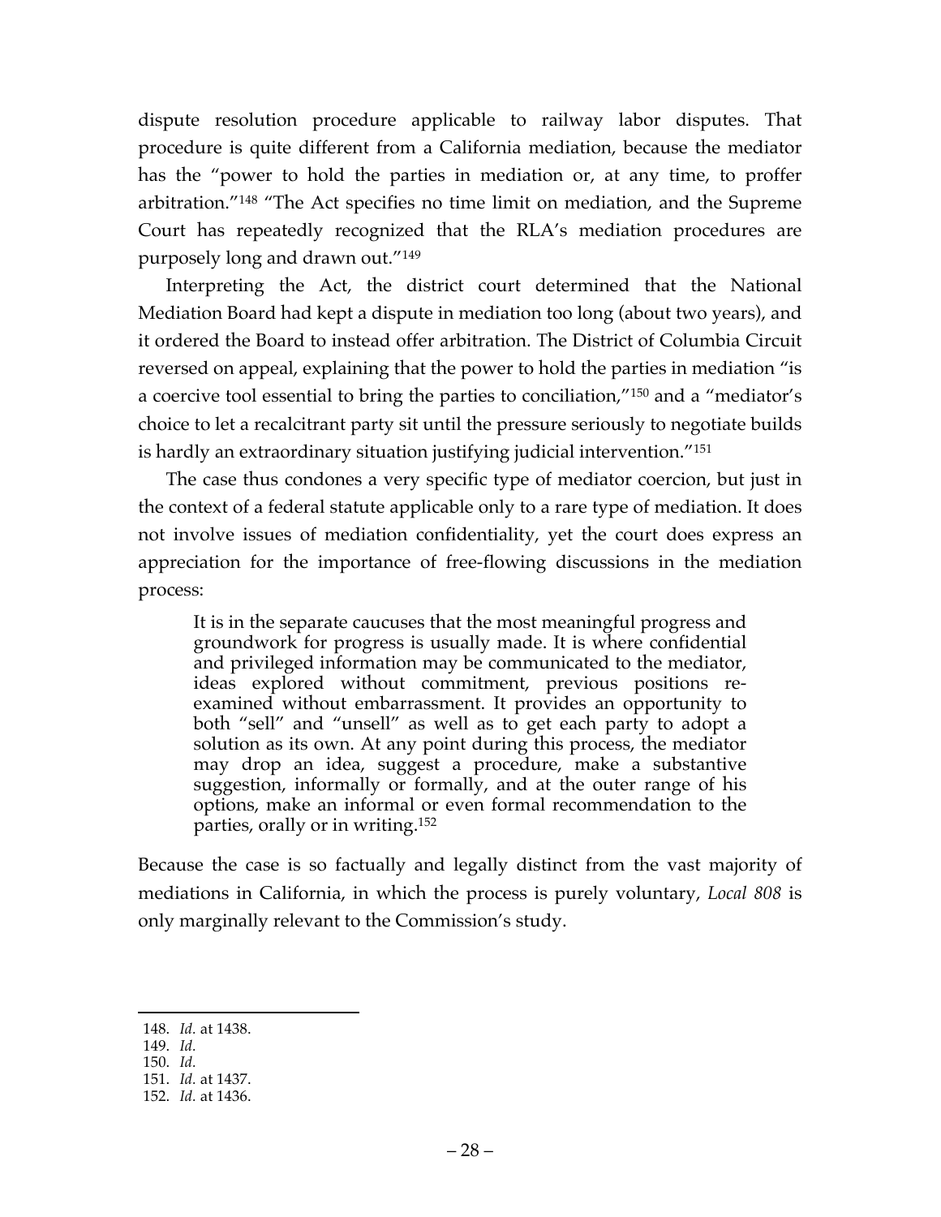dispute resolution procedure applicable to railway labor disputes. That procedure is quite different from a California mediation, because the mediator has the "power to hold the parties in mediation or, at any time, to proffer arbitration."[148] "The Act specifies no time limit on mediation, and the Supreme Court has repeatedly recognized that the RLA's mediation procedures are purposely long and drawn out."[149]

Interpreting the Act, the district court determined that the National Mediation Board had kept a dispute in mediation too long (about two years), and it ordered the Board to instead offer arbitration. The District of Columbia Circuit reversed on appeal, explaining that the power to hold the parties in mediation "is a coercive tool essential to bring the parties to conciliation,"[150] and a "mediator's choice to let a recalcitrant party sit until the pressure seriously to negotiate builds is hardly an extraordinary situation justifying judicial intervention."[151]

The case thus condones a very specific type of mediator coercion, but just in the context of a federal statute applicable only to a rare type of mediation. It does not involve issues of mediation confidentiality, yet the court does express an appreciation for the importance of free-flowing discussions in the mediation process:

> It is in the separate caucuses that the most meaningful progress and groundwork for progress is usually made. It is where confidential and privileged information may be communicated to the mediator, ideas explored without commitment, previous positions re-examined without embarrassment. It provides an opportunity to both "sell" and "unsell" as well as to get each party to adopt a solution as its own. At any point during this process, the mediator may drop an idea, suggest a procedure, make a substantive suggestion, informally or formally, and at the outer range of his options, make an informal or even formal recommendation to the parties, orally or in writing.[152]

Because the case is so factually and legally distinct from the vast majority of mediations in California, in which the process is purely voluntary, *Local 808* is only marginally relevant to the Commission's study.

---

148. *Id.* at 1438.
149. *Id.*
150. *Id.*
151. *Id.* at 1437.
152. *Id.* at 1436.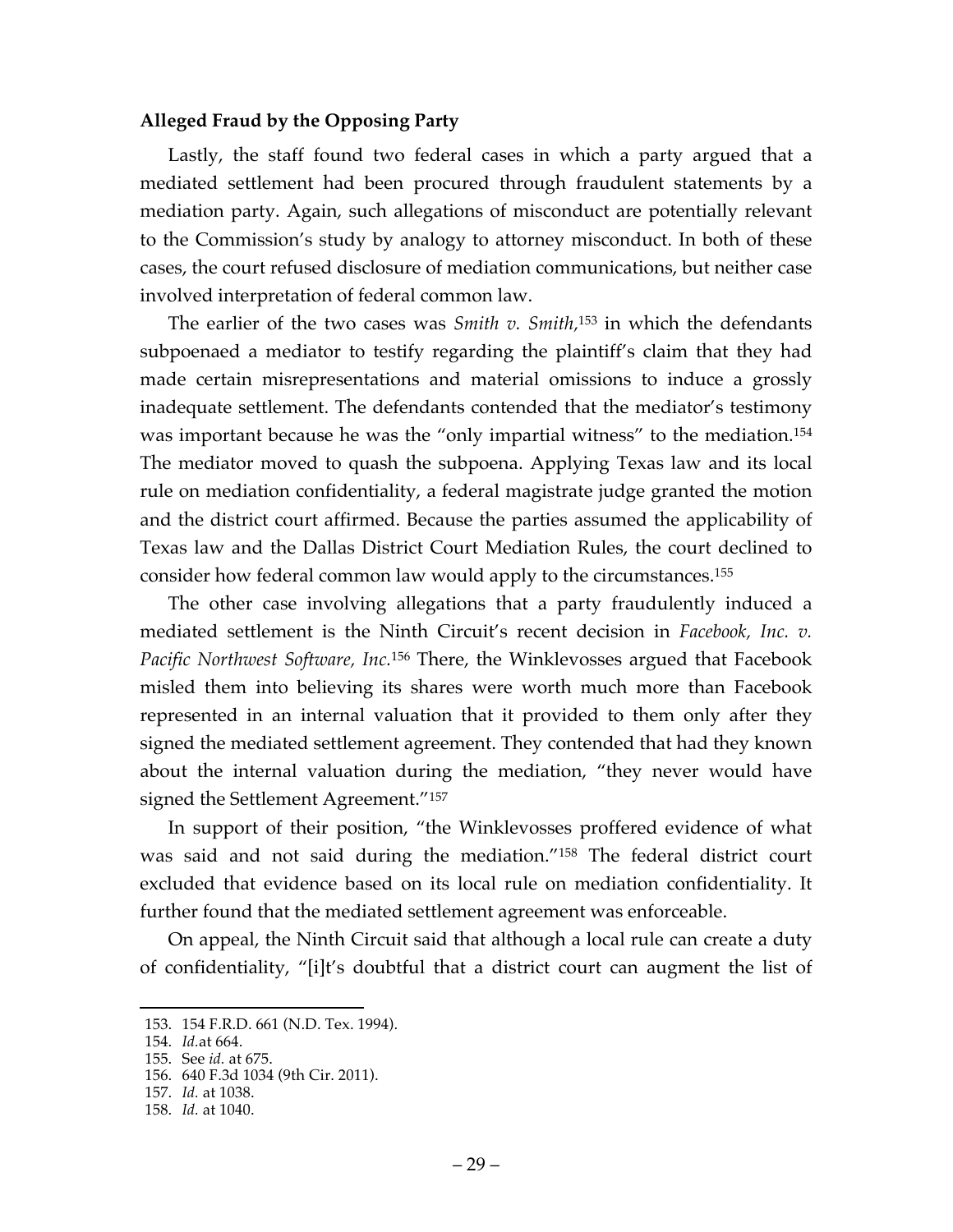**Alleged Fraud by the Opposing Party**

Lastly, the staff found two federal cases in which a party argued that a mediated settlement had been procured through fraudulent statements by a mediation party. Again, such allegations of misconduct are potentially relevant to the Commission's study by analogy to attorney misconduct. In both of these cases, the court refused disclosure of mediation communications, but neither case involved interpretation of federal common law.

The earlier of the two cases was *Smith v. Smith*,[153] in which the defendants subpoenaed a mediator to testify regarding the plaintiff's claim that they had made certain misrepresentations and material omissions to induce a grossly inadequate settlement. The defendants contended that the mediator's testimony was important because he was the "only impartial witness" to the mediation.[154] The mediator moved to quash the subpoena. Applying Texas law and its local rule on mediation confidentiality, a federal magistrate judge granted the motion and the district court affirmed. Because the parties assumed the applicability of Texas law and the Dallas District Court Mediation Rules, the court declined to consider how federal common law would apply to the circumstances.[155]

The other case involving allegations that a party fraudulently induced a mediated settlement is the Ninth Circuit's recent decision in *Facebook, Inc. v. Pacific Northwest Software, Inc.*[156] There, the Winklevosses argued that Facebook misled them into believing its shares were worth much more than Facebook represented in an internal valuation that it provided to them only after they signed the mediated settlement agreement. They contended that had they known about the internal valuation during the mediation, "they never would have signed the Settlement Agreement."[157]

In support of their position, "the Winklevosses proffered evidence of what was said and not said during the mediation."[158] The federal district court excluded that evidence based on its local rule on mediation confidentiality. It further found that the mediated settlement agreement was enforceable.

On appeal, the Ninth Circuit said that although a local rule can create a duty of confidentiality, "[i]t's doubtful that a district court can augment the list of

---

153. 154 F.R.D. 661 (N.D. Tex. 1994).
154. *Id.* at 664.
155. See *id.* at 675.
156. 640 F.3d 1034 (9th Cir. 2011).
157. *Id.* at 1038.
158. *Id.* at 1040.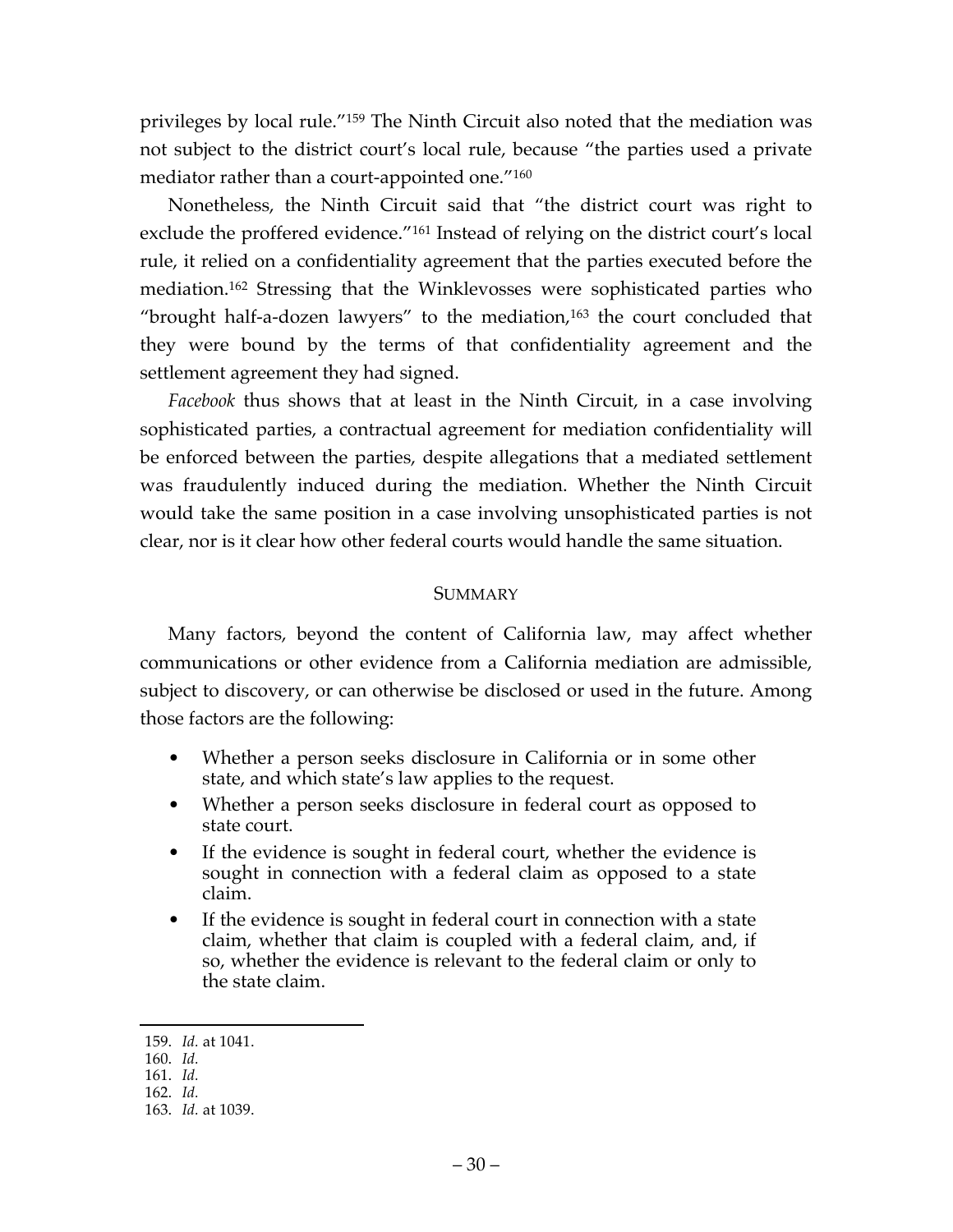privileges by local rule."[159] The Ninth Circuit also noted that the mediation was not subject to the district court's local rule, because "the parties used a private mediator rather than a court-appointed one."[160]

Nonetheless, the Ninth Circuit said that "the district court was right to exclude the proffered evidence."[161] Instead of relying on the district court's local rule, it relied on a confidentiality agreement that the parties executed before the mediation.[162] Stressing that the Winklevosses were sophisticated parties who "brought half-a-dozen lawyers" to the mediation,[163] the court concluded that they were bound by the terms of that confidentiality agreement and the settlement agreement they had signed.

*Facebook* thus shows that at least in the Ninth Circuit, in a case involving sophisticated parties, a contractual agreement for mediation confidentiality will be enforced between the parties, despite allegations that a mediated settlement was fraudulently induced during the mediation. Whether the Ninth Circuit would take the same position in a case involving unsophisticated parties is not clear, nor is it clear how other federal courts would handle the same situation.

## SUMMARY

Many factors, beyond the content of California law, may affect whether communications or other evidence from a California mediation are admissible, subject to discovery, or can otherwise be disclosed or used in the future. Among those factors are the following:

- Whether a person seeks disclosure in California or in some other state, and which state's law applies to the request.
- Whether a person seeks disclosure in federal court as opposed to state court.
- If the evidence is sought in federal court, whether the evidence is sought in connection with a federal claim as opposed to a state claim.
- If the evidence is sought in federal court in connection with a state claim, whether that claim is coupled with a federal claim, and, if so, whether the evidence is relevant to the federal claim or only to the state claim.

---

159. *Id.* at 1041.
160. *Id.*
161. *Id.*
162. *Id.*
163. *Id.* at 1039.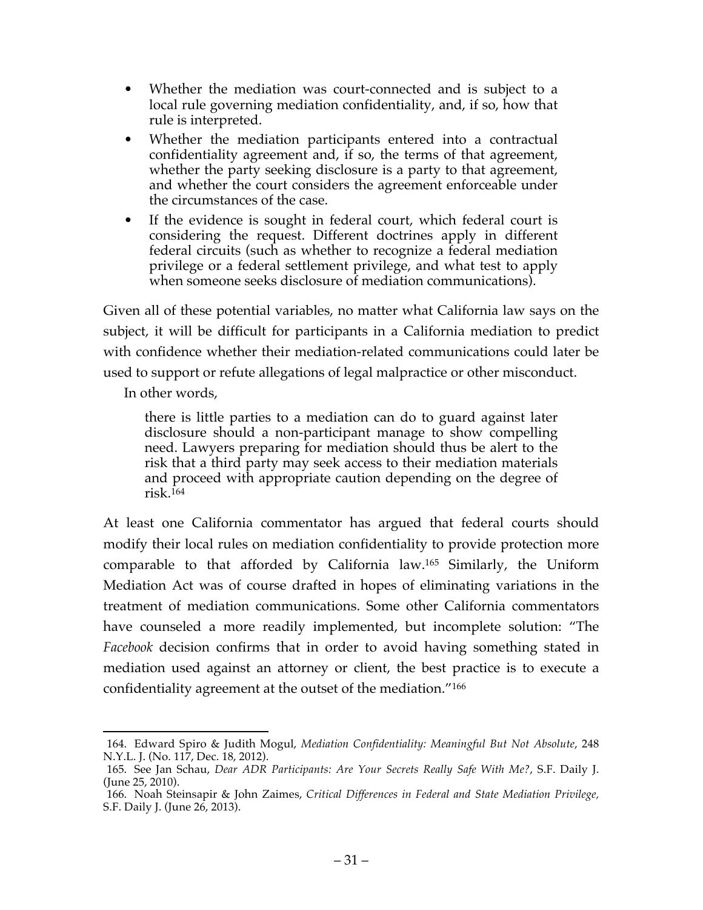- Whether the mediation was court-connected and is subject to a local rule governing mediation confidentiality, and, if so, how that rule is interpreted.
- Whether the mediation participants entered into a contractual confidentiality agreement and, if so, the terms of that agreement, whether the party seeking disclosure is a party to that agreement, and whether the court considers the agreement enforceable under the circumstances of the case.
- If the evidence is sought in federal court, which federal court is considering the request. Different doctrines apply in different federal circuits (such as whether to recognize a federal mediation privilege or a federal settlement privilege, and what test to apply when someone seeks disclosure of mediation communications).

Given all of these potential variables, no matter what California law says on the subject, it will be difficult for participants in a California mediation to predict with confidence whether their mediation-related communications could later be used to support or refute allegations of legal malpractice or other misconduct.

In other words,

> there is little parties to a mediation can do to guard against later disclosure should a non-participant manage to show compelling need. Lawyers preparing for mediation should thus be alert to the risk that a third party may seek access to their mediation materials and proceed with appropriate caution depending on the degree of risk.[164]

At least one California commentator has argued that federal courts should modify their local rules on mediation confidentiality to provide protection more comparable to that afforded by California law.[165] Similarly, the Uniform Mediation Act was of course drafted in hopes of eliminating variations in the treatment of mediation communications. Some other California commentators have counseled a more readily implemented, but incomplete solution: "The *Facebook* decision confirms that in order to avoid having something stated in mediation used against an attorney or client, the best practice is to execute a confidentiality agreement at the outset of the mediation."[166]

---

164. Edward Spiro & Judith Mogul, *Mediation Confidentiality: Meaningful But Not Absolute*, 248 N.Y.L. J. (No. 117, Dec. 18, 2012).

165. See Jan Schau, *Dear ADR Participants: Are Your Secrets Really Safe With Me?*, S.F. Daily J. (June 25, 2010).

166. Noah Steinsapir & John Zaimes, *Critical Differences in Federal and State Mediation Privilege,* S.F. Daily J. (June 26, 2013).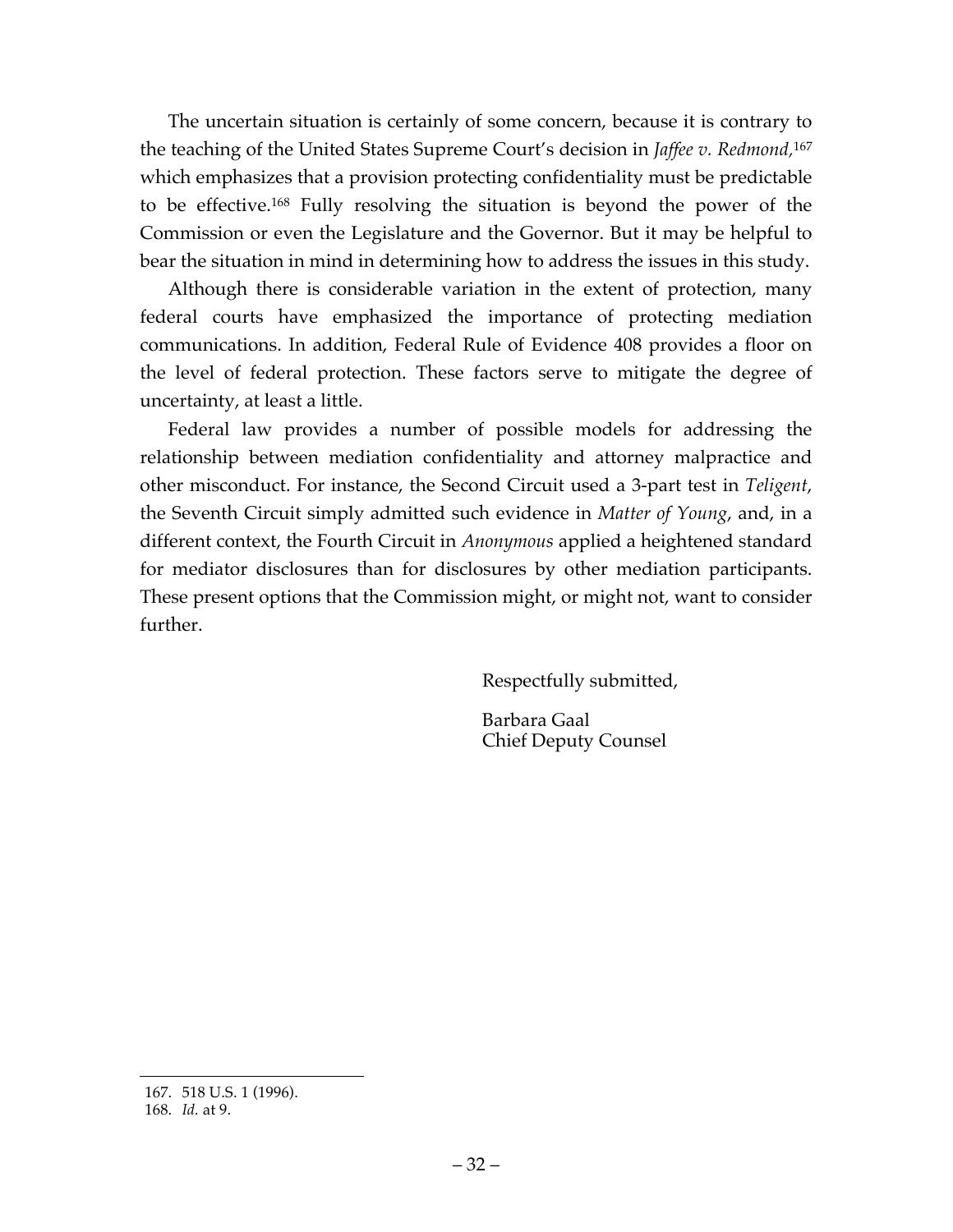The uncertain situation is certainly of some concern, because it is contrary to the teaching of the United States Supreme Court's decision in *Jaffee v. Redmond*,[167] which emphasizes that a provision protecting confidentiality must be predictable to be effective.[168] Fully resolving the situation is beyond the power of the Commission or even the Legislature and the Governor. But it may be helpful to bear the situation in mind in determining how to address the issues in this study.

Although there is considerable variation in the extent of protection, many federal courts have emphasized the importance of protecting mediation communications. In addition, Federal Rule of Evidence 408 provides a floor on the level of federal protection. These factors serve to mitigate the degree of uncertainty, at least a little.

Federal law provides a number of possible models for addressing the relationship between mediation confidentiality and attorney malpractice and other misconduct. For instance, the Second Circuit used a 3-part test in *Teligent*, the Seventh Circuit simply admitted such evidence in *Matter of Young*, and, in a different context, the Fourth Circuit in *Anonymous* applied a heightened standard for mediator disclosures than for disclosures by other mediation participants. These present options that the Commission might, or might not, want to consider further.

Respectfully submitted,

Barbara Gaal
Chief Deputy Counsel

---

167. 518 U.S. 1 (1996).

168. *Id.* at 9.